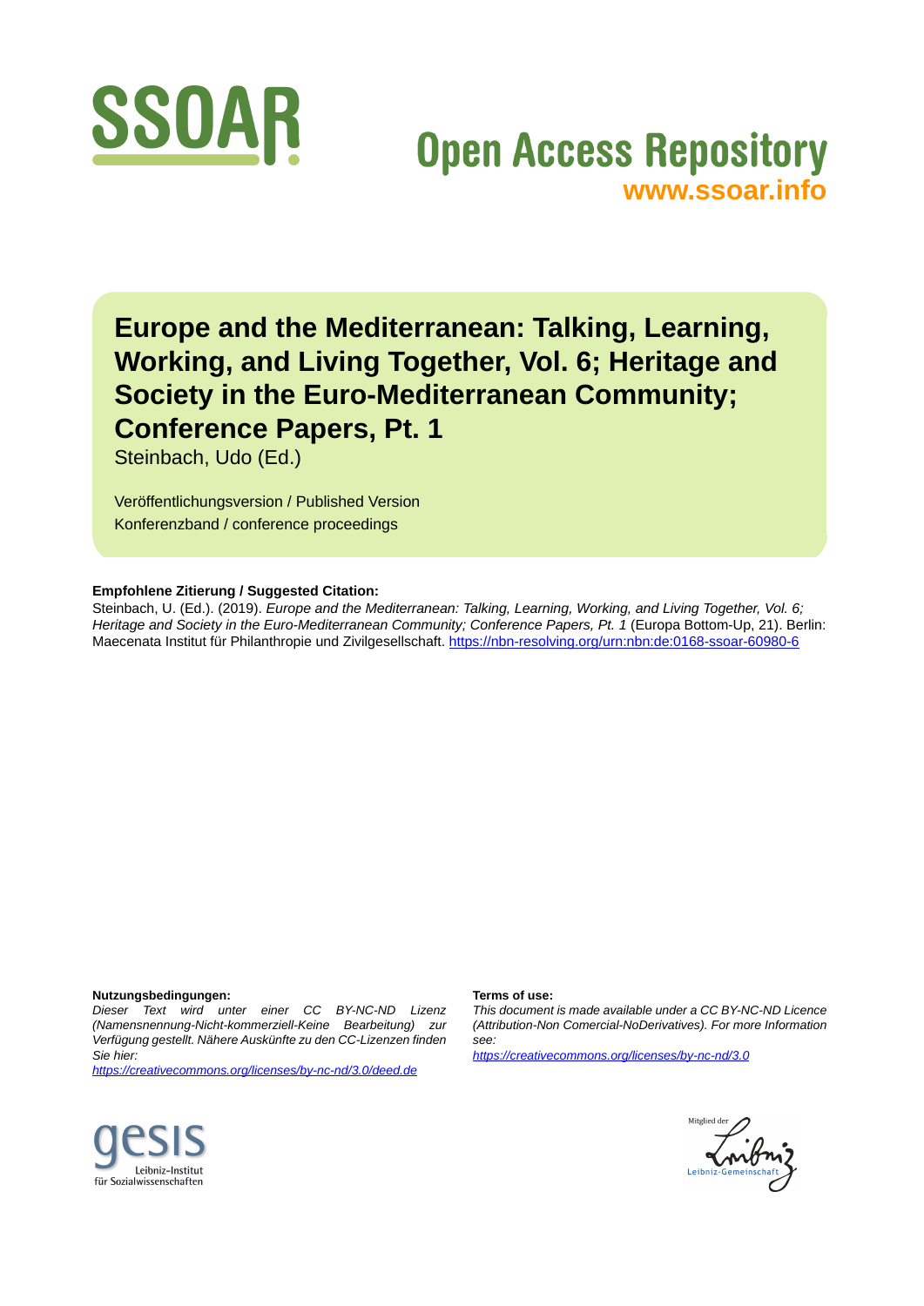# SSOAR

Open Access Repository
www.ssoar.info

# Europe and the Mediterranean: Talking, Learning, Working, and Living Together, Vol. 6; Heritage and Society in the Euro-Mediterranean Community; Conference Papers, Pt. 1

Steinbach, Udo (Ed.)

Veröffentlichungsversion / Published Version
Konferenzband / conference proceedings

**Empfohlene Zitierung / Suggested Citation:**
Steinbach, U. (Ed.). (2019). *Europe and the Mediterranean: Talking, Learning, Working, and Living Together, Vol. 6; Heritage and Society in the Euro-Mediterranean Community; Conference Papers, Pt. 1* (Europa Bottom-Up, 21). Berlin: Maecenata Institut für Philanthropie und Zivilgesellschaft. https://nbn-resolving.org/urn:nbn:de:0168-ssoar-60980-6

**Nutzungsbedingungen:**
*Dieser Text wird unter einer CC BY-NC-ND Lizenz (Namensnennung-Nicht-kommerziell-Keine Bearbeitung) zur Verfügung gestellt. Nähere Auskünfte zu den CC-Lizenzen finden Sie hier:*
*https://creativecommons.org/licenses/by-nc-nd/3.0/deed.de*

**Terms of use:**
*This document is made available under a CC BY-NC-ND Licence (Attribution-Non Comercial-NoDerivatives). For more Information see:*
*https://creativecommons.org/licenses/by-nc-nd/3.0*

gesis
Leibniz-Institut für Sozialwissenschaften

Mitglied der Leibniz-Gemeinschaft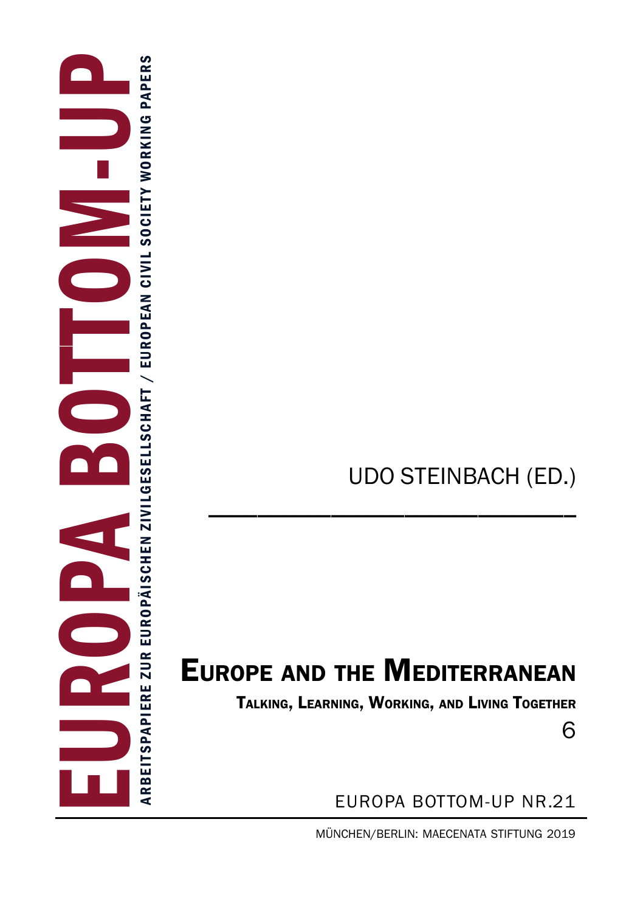# EUROPA BOTTOM-UP

ARBEITSPAPIERE ZUR EUROPÄISCHEN ZIVILGESELLSCHAFT / EUROPEAN CIVIL SOCIETY WORKING PAPERS

UDO STEINBACH (ED.)

---

# EUROPE AND THE MEDITERRANEAN

## TALKING, LEARNING, WORKING, AND LIVING TOGETHER

6

EUROPA BOTTOM-UP NR.21

---

MÜNCHEN/BERLIN: MAECENATA STIFTUNG 2019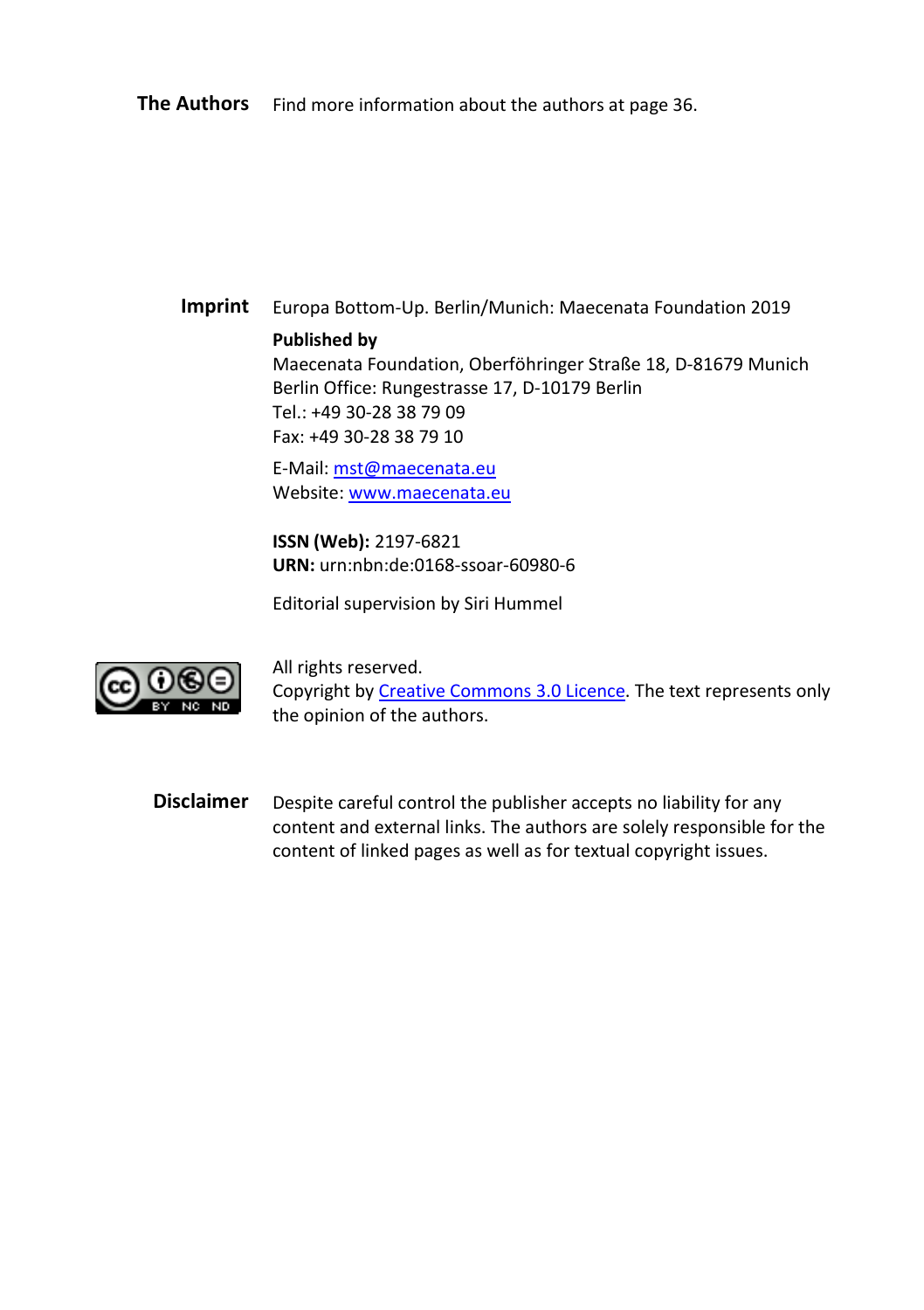**The Authors** Find more information about the authors at page 36.

**Imprint** Europa Bottom-Up. Berlin/Munich: Maecenata Foundation 2019

**Published by**
Maecenata Foundation, Oberföhringer Straße 18, D-81679 Munich
Berlin Office: Rungestrasse 17, D-10179 Berlin
Tel.: +49 30-28 38 79 09
Fax: +49 30-28 38 79 10

E-Mail: mst@maecenata.eu
Website: www.maecenata.eu

**ISSN (Web):** 2197-6821
**URN:** urn:nbn:de:0168-ssoar-60980-6

Editorial supervision by Siri Hummel

All rights reserved.
Copyright by Creative Commons 3.0 Licence. The text represents only the opinion of the authors.

**Disclaimer** Despite careful control the publisher accepts no liability for any content and external links. The authors are solely responsible for the content of linked pages as well as for textual copyright issues.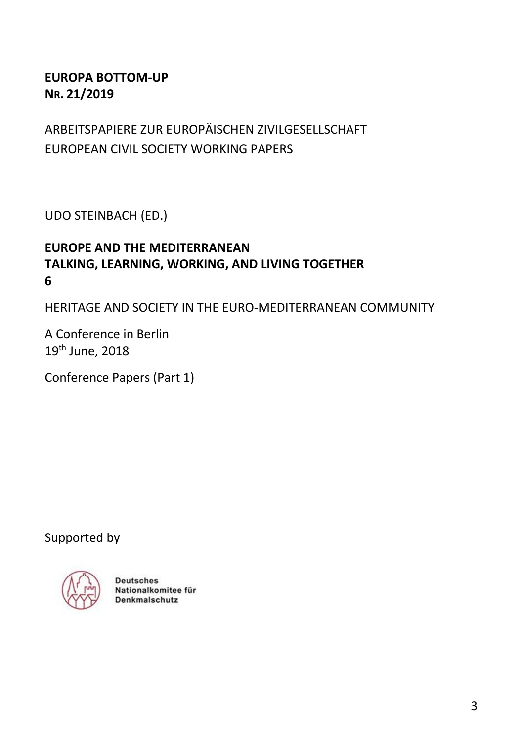**EUROPA BOTTOM-UP**
**NR. 21/2019**

ARBEITSPAPIERE ZUR EUROPÄISCHEN ZIVILGESELLSCHAFT
EUROPEAN CIVIL SOCIETY WORKING PAPERS

UDO STEINBACH (ED.)

# EUROPE AND THE MEDITERRANEAN TALKING, LEARNING, WORKING, AND LIVING TOGETHER 6

HERITAGE AND SOCIETY IN THE EURO-MEDITERRANEAN COMMUNITY

A Conference in Berlin
19th June, 2018

Conference Papers (Part 1)

Supported by

Deutsches Nationalkomitee für Denkmalschutz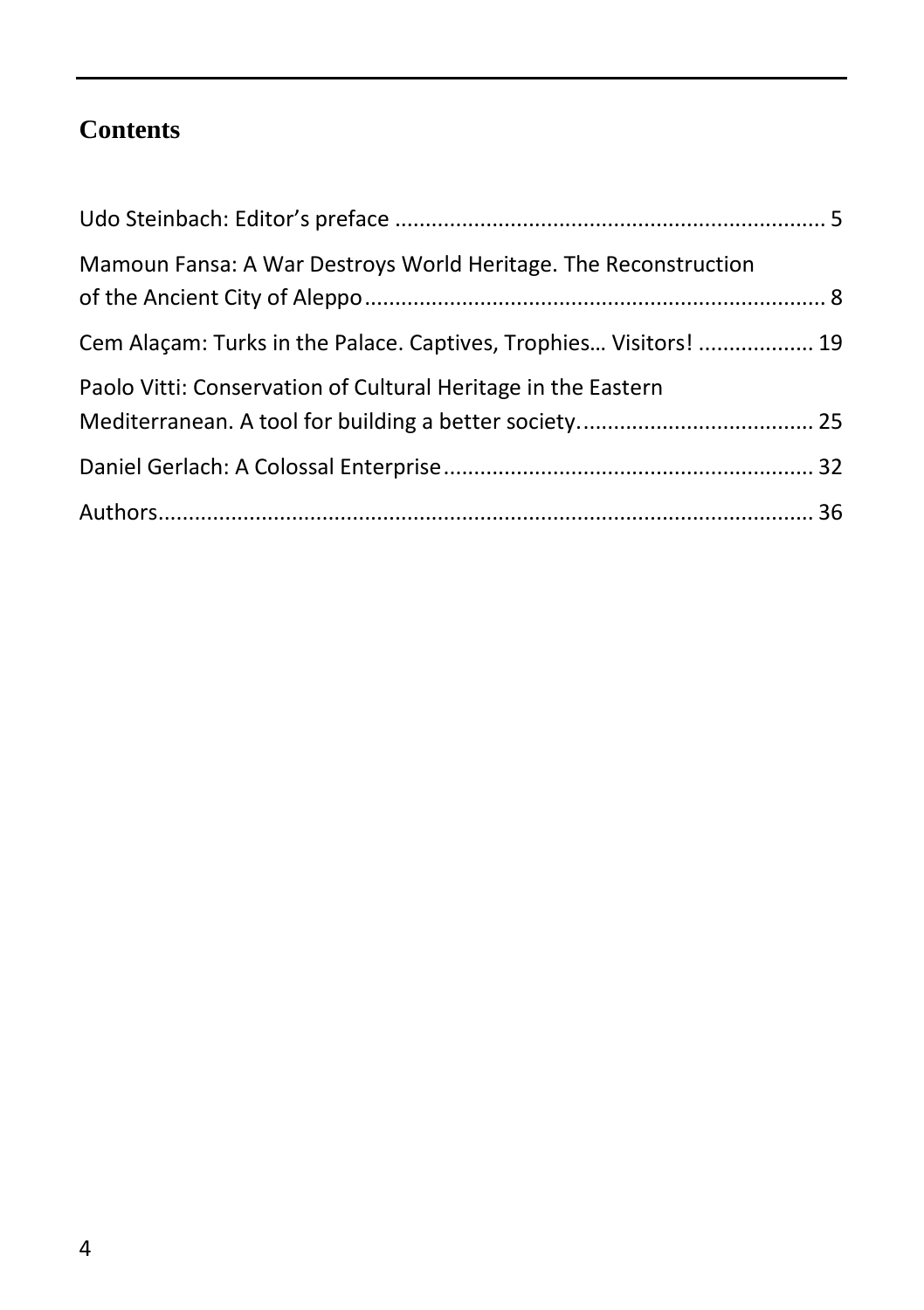## Contents

Udo Steinbach: Editor's preface ....................................................................... 5

Mamoun Fansa: A War Destroys World Heritage. The Reconstruction of the Ancient City of Aleppo........................................................................... 8

Cem Alaçam: Turks in the Palace. Captives, Trophies… Visitors! .................. 19

Paolo Vitti: Conservation of Cultural Heritage in the Eastern Mediterranean. A tool for building a better society....................................... 25

Daniel Gerlach: A Colossal Enterprise............................................................ 32

Authors............................................................................................................ 36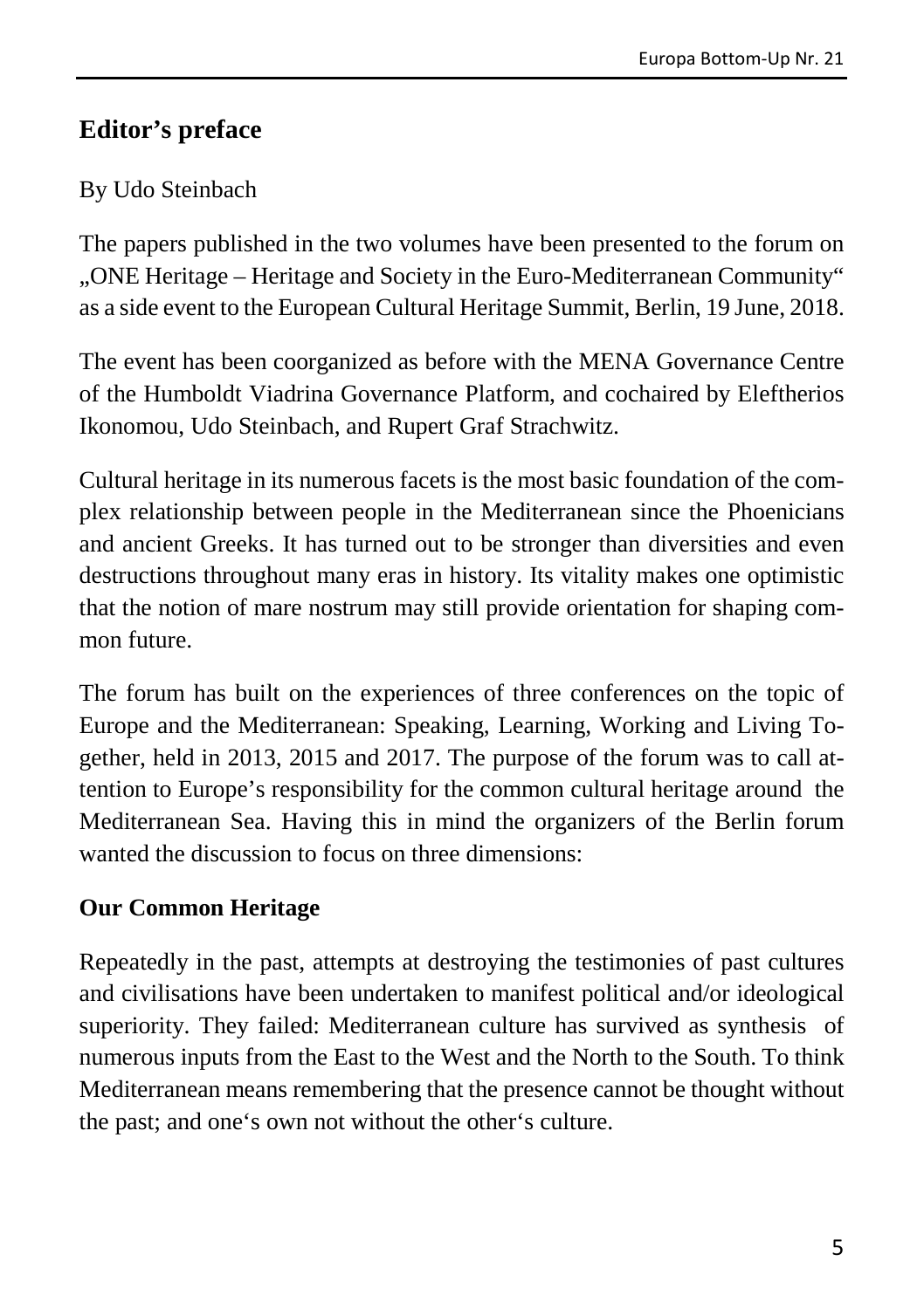## Editor's preface

By Udo Steinbach

The papers published in the two volumes have been presented to the forum on „ONE Heritage – Heritage and Society in the Euro-Mediterranean Community" as a side event to the European Cultural Heritage Summit, Berlin, 19 June, 2018.

The event has been coorganized as before with the MENA Governance Centre of the Humboldt Viadrina Governance Platform, and cochaired by Eleftherios Ikonomou, Udo Steinbach, and Rupert Graf Strachwitz.

Cultural heritage in its numerous facets is the most basic foundation of the complex relationship between people in the Mediterranean since the Phoenicians and ancient Greeks. It has turned out to be stronger than diversities and even destructions throughout many eras in history. Its vitality makes one optimistic that the notion of mare nostrum may still provide orientation for shaping common future.

The forum has built on the experiences of three conferences on the topic of Europe and the Mediterranean: Speaking, Learning, Working and Living Together, held in 2013, 2015 and 2017. The purpose of the forum was to call attention to Europe's responsibility for the common cultural heritage around the Mediterranean Sea. Having this in mind the organizers of the Berlin forum wanted the discussion to focus on three dimensions:

### Our Common Heritage

Repeatedly in the past, attempts at destroying the testimonies of past cultures and civilisations have been undertaken to manifest political and/or ideological superiority. They failed: Mediterranean culture has survived as synthesis of numerous inputs from the East to the West and the North to the South. To think Mediterranean means remembering that the presence cannot be thought without the past; and one's own not without the other's culture.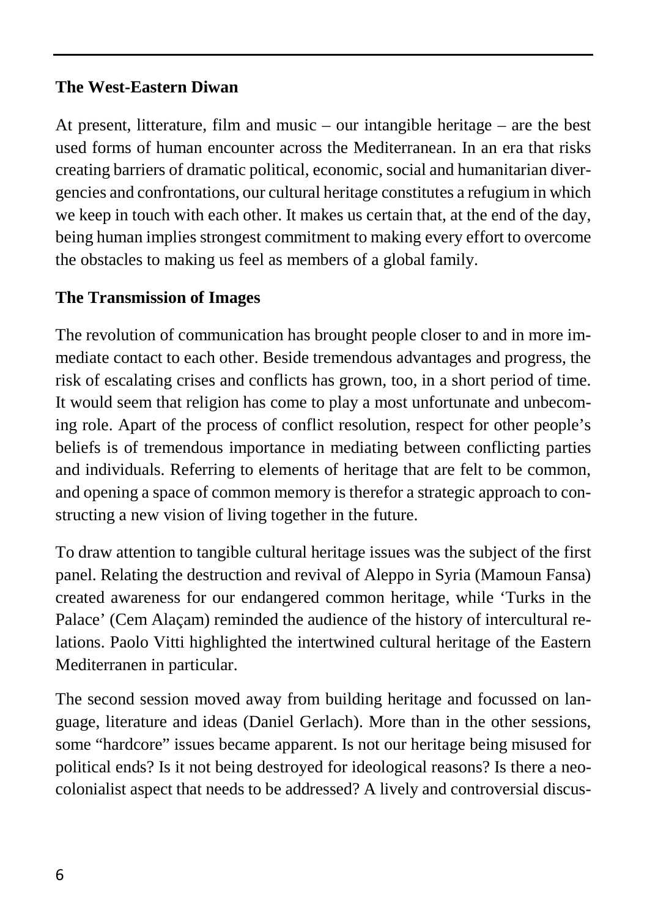## The West-Eastern Diwan

At present, litterature, film and music – our intangible heritage – are the best used forms of human encounter across the Mediterranean. In an era that risks creating barriers of dramatic political, economic, social and humanitarian divergencies and confrontations, our cultural heritage constitutes a refugium in which we keep in touch with each other. It makes us certain that, at the end of the day, being human implies strongest commitment to making every effort to overcome the obstacles to making us feel as members of a global family.

## The Transmission of Images

The revolution of communication has brought people closer to and in more immediate contact to each other. Beside tremendous advantages and progress, the risk of escalating crises and conflicts has grown, too, in a short period of time. It would seem that religion has come to play a most unfortunate and unbecoming role. Apart of the process of conflict resolution, respect for other people's beliefs is of tremendous importance in mediating between conflicting parties and individuals. Referring to elements of heritage that are felt to be common, and opening a space of common memory is therefor a strategic approach to constructing a new vision of living together in the future.

To draw attention to tangible cultural heritage issues was the subject of the first panel. Relating the destruction and revival of Aleppo in Syria (Mamoun Fansa) created awareness for our endangered common heritage, while 'Turks in the Palace' (Cem Alaçam) reminded the audience of the history of intercultural relations. Paolo Vitti highlighted the intertwined cultural heritage of the Eastern Mediterranen in particular.

The second session moved away from building heritage and focussed on language, literature and ideas (Daniel Gerlach). More than in the other sessions, some "hardcore" issues became apparent. Is not our heritage being misused for political ends? Is it not being destroyed for ideological reasons? Is there a neo-colonialist aspect that needs to be addressed? A lively and controversial discus-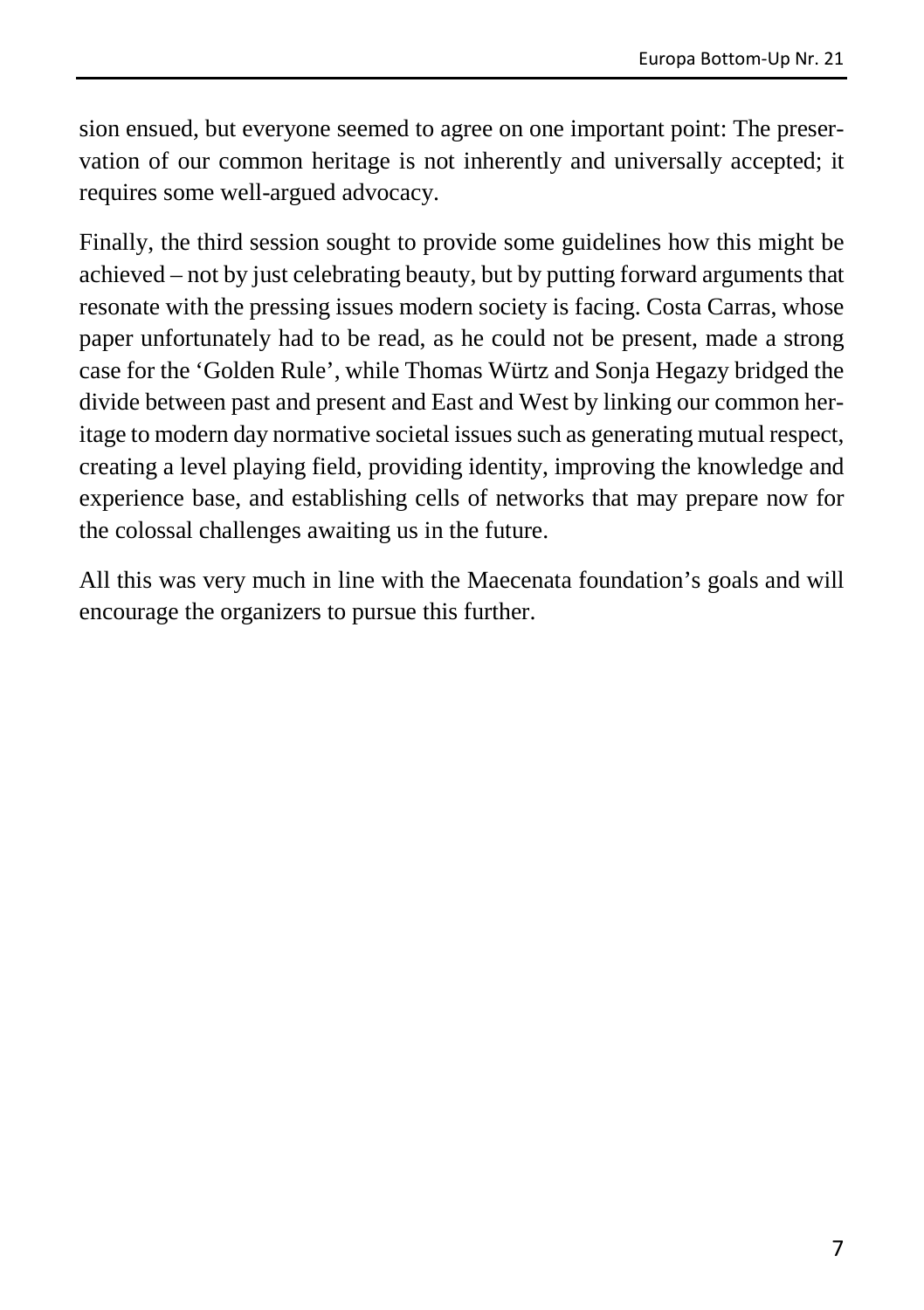sion ensued, but everyone seemed to agree on one important point: The preservation of our common heritage is not inherently and universally accepted; it requires some well-argued advocacy.

Finally, the third session sought to provide some guidelines how this might be achieved – not by just celebrating beauty, but by putting forward arguments that resonate with the pressing issues modern society is facing. Costa Carras, whose paper unfortunately had to be read, as he could not be present, made a strong case for the 'Golden Rule', while Thomas Würtz and Sonja Hegazy bridged the divide between past and present and East and West by linking our common heritage to modern day normative societal issues such as generating mutual respect, creating a level playing field, providing identity, improving the knowledge and experience base, and establishing cells of networks that may prepare now for the colossal challenges awaiting us in the future.

All this was very much in line with the Maecenata foundation's goals and will encourage the organizers to pursue this further.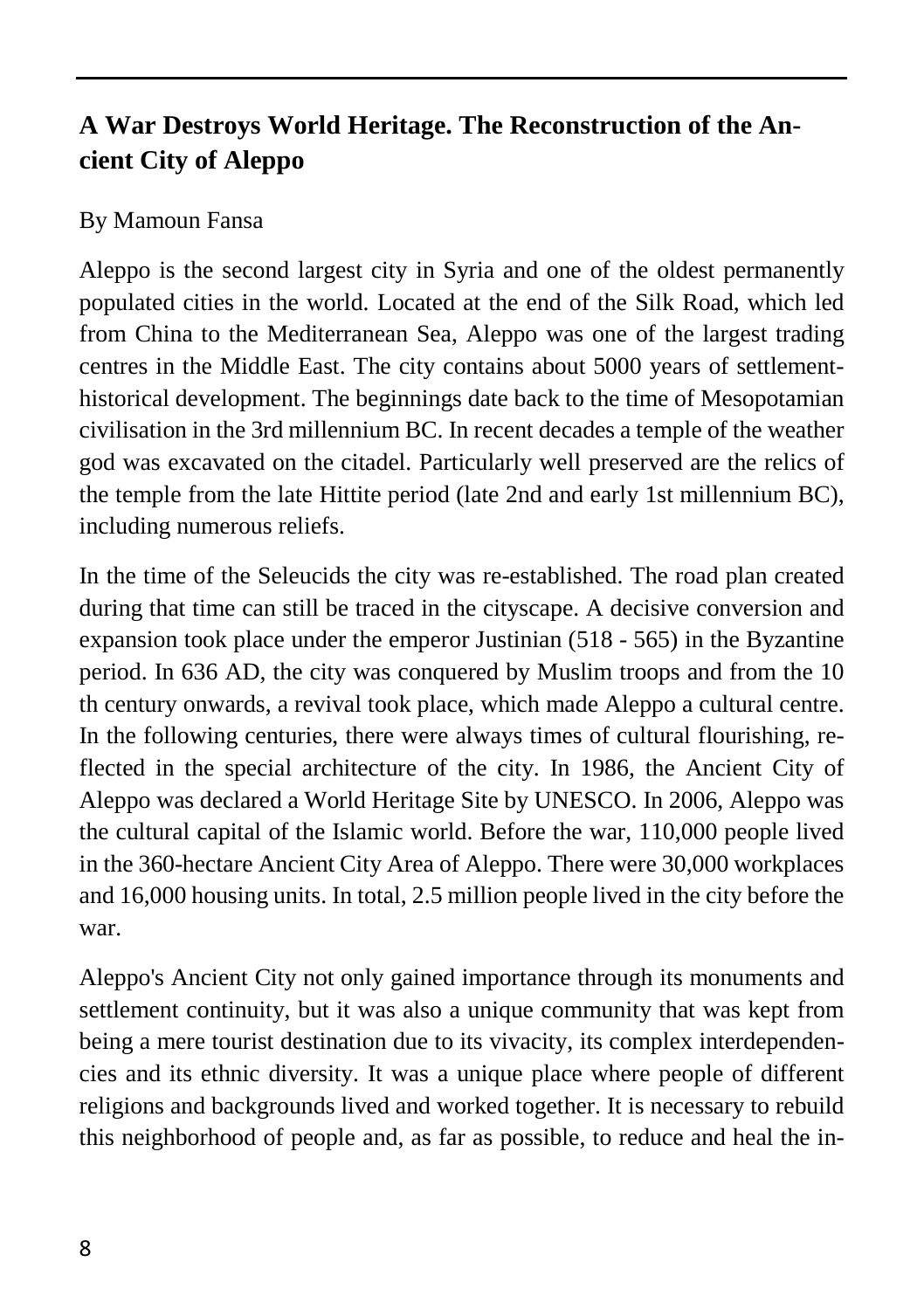## A War Destroys World Heritage. The Reconstruction of the Ancient City of Aleppo

By Mamoun Fansa

Aleppo is the second largest city in Syria and one of the oldest permanently populated cities in the world. Located at the end of the Silk Road, which led from China to the Mediterranean Sea, Aleppo was one of the largest trading centres in the Middle East. The city contains about 5000 years of settlement-historical development. The beginnings date back to the time of Mesopotamian civilisation in the 3rd millennium BC. In recent decades a temple of the weather god was excavated on the citadel. Particularly well preserved are the relics of the temple from the late Hittite period (late 2nd and early 1st millennium BC), including numerous reliefs.

In the time of the Seleucids the city was re-established. The road plan created during that time can still be traced in the cityscape. A decisive conversion and expansion took place under the emperor Justinian (518 - 565) in the Byzantine period. In 636 AD, the city was conquered by Muslim troops and from the 10 th century onwards, a revival took place, which made Aleppo a cultural centre. In the following centuries, there were always times of cultural flourishing, reflected in the special architecture of the city. In 1986, the Ancient City of Aleppo was declared a World Heritage Site by UNESCO. In 2006, Aleppo was the cultural capital of the Islamic world. Before the war, 110,000 people lived in the 360-hectare Ancient City Area of Aleppo. There were 30,000 workplaces and 16,000 housing units. In total, 2.5 million people lived in the city before the war.

Aleppo's Ancient City not only gained importance through its monuments and settlement continuity, but it was also a unique community that was kept from being a mere tourist destination due to its vivacity, its complex interdependencies and its ethnic diversity. It was a unique place where people of different religions and backgrounds lived and worked together. It is necessary to rebuild this neighborhood of people and, as far as possible, to reduce and heal the in-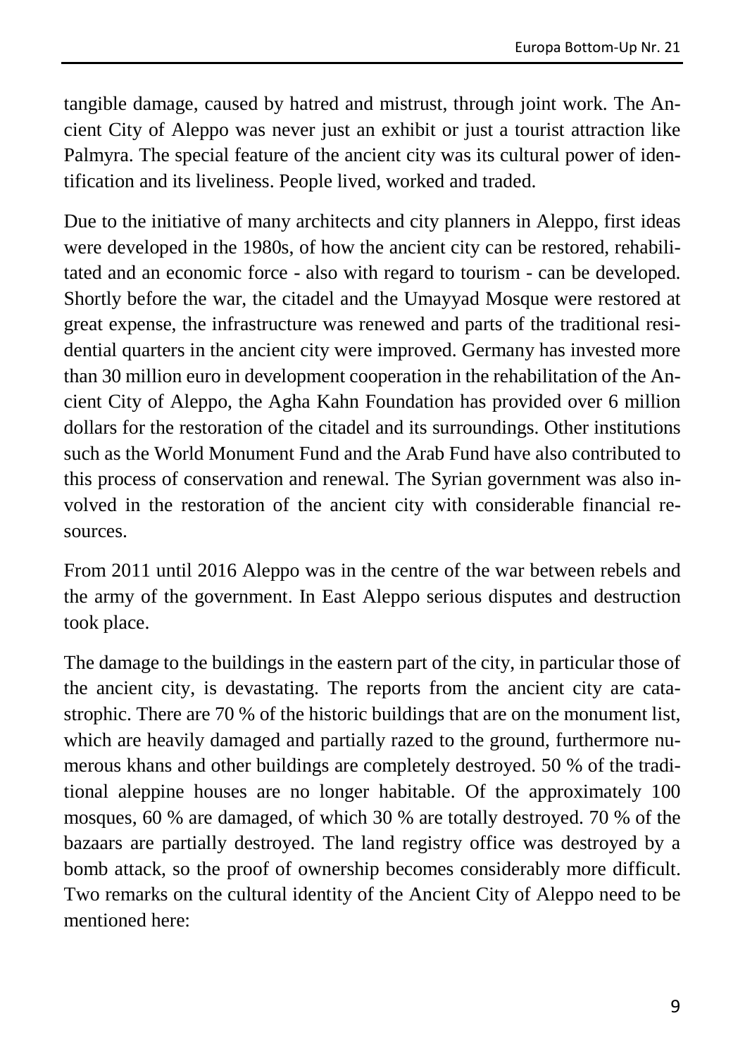tangible damage, caused by hatred and mistrust, through joint work. The Ancient City of Aleppo was never just an exhibit or just a tourist attraction like Palmyra. The special feature of the ancient city was its cultural power of identification and its liveliness. People lived, worked and traded.

Due to the initiative of many architects and city planners in Aleppo, first ideas were developed in the 1980s, of how the ancient city can be restored, rehabilitated and an economic force - also with regard to tourism - can be developed. Shortly before the war, the citadel and the Umayyad Mosque were restored at great expense, the infrastructure was renewed and parts of the traditional residential quarters in the ancient city were improved. Germany has invested more than 30 million euro in development cooperation in the rehabilitation of the Ancient City of Aleppo, the Agha Kahn Foundation has provided over 6 million dollars for the restoration of the citadel and its surroundings. Other institutions such as the World Monument Fund and the Arab Fund have also contributed to this process of conservation and renewal. The Syrian government was also involved in the restoration of the ancient city with considerable financial resources.

From 2011 until 2016 Aleppo was in the centre of the war between rebels and the army of the government. In East Aleppo serious disputes and destruction took place.

The damage to the buildings in the eastern part of the city, in particular those of the ancient city, is devastating. The reports from the ancient city are catastrophic. There are 70 % of the historic buildings that are on the monument list, which are heavily damaged and partially razed to the ground, furthermore numerous khans and other buildings are completely destroyed. 50 % of the traditional aleppine houses are no longer habitable. Of the approximately 100 mosques, 60 % are damaged, of which 30 % are totally destroyed. 70 % of the bazaars are partially destroyed. The land registry office was destroyed by a bomb attack, so the proof of ownership becomes considerably more difficult. Two remarks on the cultural identity of the Ancient City of Aleppo need to be mentioned here: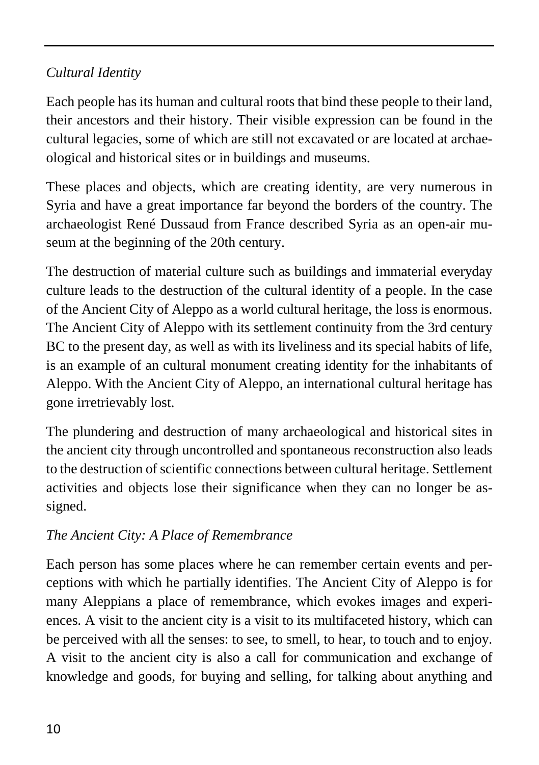*Cultural Identity*

Each people has its human and cultural roots that bind these people to their land, their ancestors and their history. Their visible expression can be found in the cultural legacies, some of which are still not excavated or are located at archaeological and historical sites or in buildings and museums.

These places and objects, which are creating identity, are very numerous in Syria and have a great importance far beyond the borders of the country. The archaeologist René Dussaud from France described Syria as an open-air museum at the beginning of the 20th century.

The destruction of material culture such as buildings and immaterial everyday culture leads to the destruction of the cultural identity of a people. In the case of the Ancient City of Aleppo as a world cultural heritage, the loss is enormous. The Ancient City of Aleppo with its settlement continuity from the 3rd century BC to the present day, as well as with its liveliness and its special habits of life, is an example of an cultural monument creating identity for the inhabitants of Aleppo. With the Ancient City of Aleppo, an international cultural heritage has gone irretrievably lost.

The plundering and destruction of many archaeological and historical sites in the ancient city through uncontrolled and spontaneous reconstruction also leads to the destruction of scientific connections between cultural heritage. Settlement activities and objects lose their significance when they can no longer be assigned.

*The Ancient City: A Place of Remembrance*

Each person has some places where he can remember certain events and perceptions with which he partially identifies. The Ancient City of Aleppo is for many Aleppians a place of remembrance, which evokes images and experiences. A visit to the ancient city is a visit to its multifaceted history, which can be perceived with all the senses: to see, to smell, to hear, to touch and to enjoy. A visit to the ancient city is also a call for communication and exchange of knowledge and goods, for buying and selling, for talking about anything and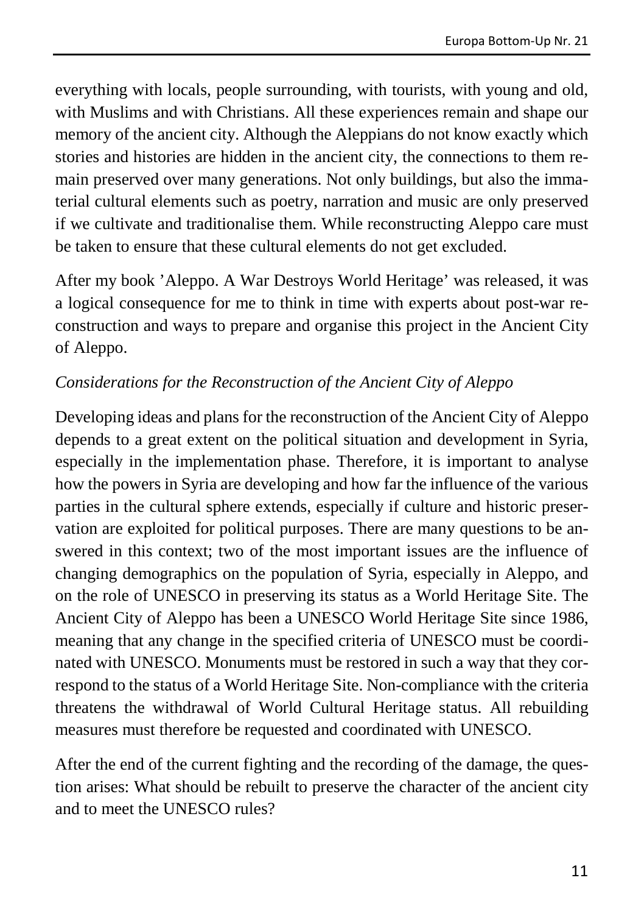everything with locals, people surrounding, with tourists, with young and old, with Muslims and with Christians. All these experiences remain and shape our memory of the ancient city. Although the Aleppians do not know exactly which stories and histories are hidden in the ancient city, the connections to them remain preserved over many generations. Not only buildings, but also the immaterial cultural elements such as poetry, narration and music are only preserved if we cultivate and traditionalise them. While reconstructing Aleppo care must be taken to ensure that these cultural elements do not get excluded.

After my book 'Aleppo. A War Destroys World Heritage' was released, it was a logical consequence for me to think in time with experts about post-war reconstruction and ways to prepare and organise this project in the Ancient City of Aleppo.

*Considerations for the Reconstruction of the Ancient City of Aleppo*

Developing ideas and plans for the reconstruction of the Ancient City of Aleppo depends to a great extent on the political situation and development in Syria, especially in the implementation phase. Therefore, it is important to analyse how the powers in Syria are developing and how far the influence of the various parties in the cultural sphere extends, especially if culture and historic preservation are exploited for political purposes. There are many questions to be answered in this context; two of the most important issues are the influence of changing demographics on the population of Syria, especially in Aleppo, and on the role of UNESCO in preserving its status as a World Heritage Site. The Ancient City of Aleppo has been a UNESCO World Heritage Site since 1986, meaning that any change in the specified criteria of UNESCO must be coordinated with UNESCO. Monuments must be restored in such a way that they correspond to the status of a World Heritage Site. Non-compliance with the criteria threatens the withdrawal of World Cultural Heritage status. All rebuilding measures must therefore be requested and coordinated with UNESCO.

After the end of the current fighting and the recording of the damage, the question arises: What should be rebuilt to preserve the character of the ancient city and to meet the UNESCO rules?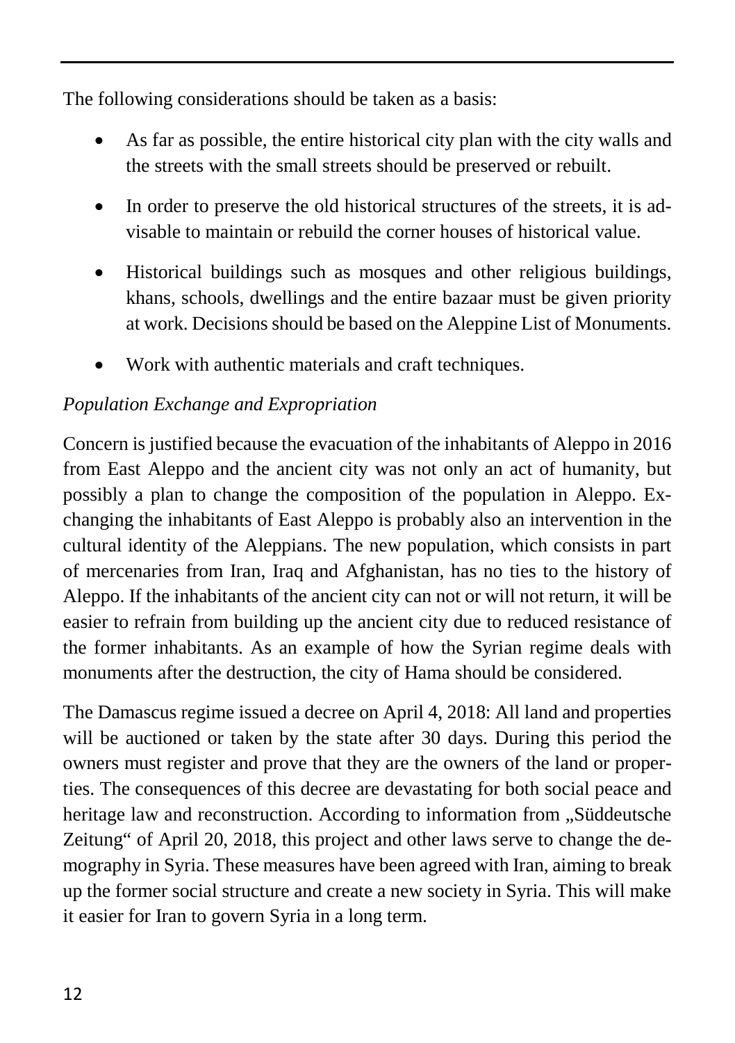The following considerations should be taken as a basis:

- As far as possible, the entire historical city plan with the city walls and the streets with the small streets should be preserved or rebuilt.
- In order to preserve the old historical structures of the streets, it is advisable to maintain or rebuild the corner houses of historical value.
- Historical buildings such as mosques and other religious buildings, khans, schools, dwellings and the entire bazaar must be given priority at work. Decisions should be based on the Aleppine List of Monuments.
- Work with authentic materials and craft techniques.

*Population Exchange and Expropriation*

Concern is justified because the evacuation of the inhabitants of Aleppo in 2016 from East Aleppo and the ancient city was not only an act of humanity, but possibly a plan to change the composition of the population in Aleppo. Exchanging the inhabitants of East Aleppo is probably also an intervention in the cultural identity of the Aleppians. The new population, which consists in part of mercenaries from Iran, Iraq and Afghanistan, has no ties to the history of Aleppo. If the inhabitants of the ancient city can not or will not return, it will be easier to refrain from building up the ancient city due to reduced resistance of the former inhabitants. As an example of how the Syrian regime deals with monuments after the destruction, the city of Hama should be considered.

The Damascus regime issued a decree on April 4, 2018: All land and properties will be auctioned or taken by the state after 30 days. During this period the owners must register and prove that they are the owners of the land or properties. The consequences of this decree are devastating for both social peace and heritage law and reconstruction. According to information from „Süddeutsche Zeitung“ of April 20, 2018, this project and other laws serve to change the demography in Syria. These measures have been agreed with Iran, aiming to break up the former social structure and create a new society in Syria. This will make it easier for Iran to govern Syria in a long term.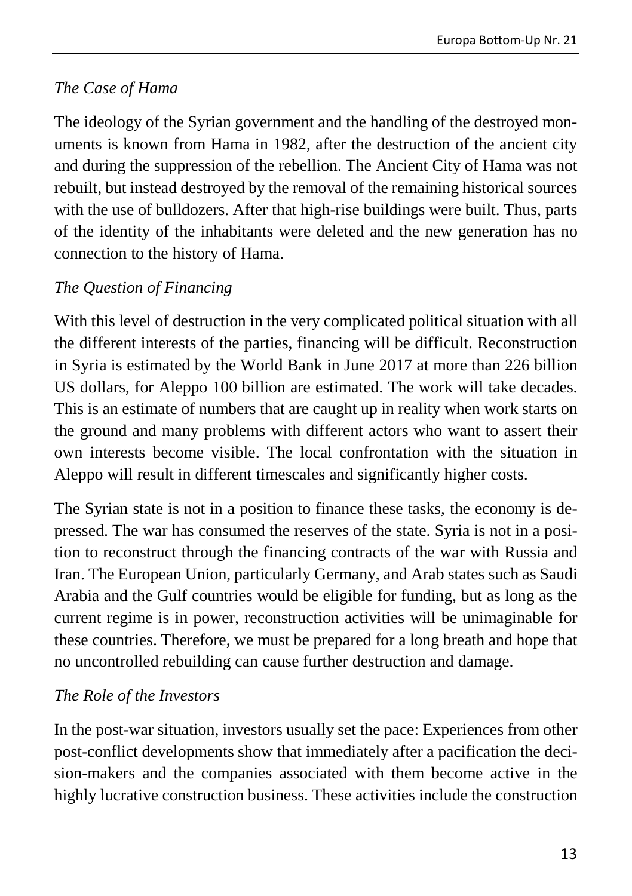*The Case of Hama*

The ideology of the Syrian government and the handling of the destroyed monuments is known from Hama in 1982, after the destruction of the ancient city and during the suppression of the rebellion. The Ancient City of Hama was not rebuilt, but instead destroyed by the removal of the remaining historical sources with the use of bulldozers. After that high-rise buildings were built. Thus, parts of the identity of the inhabitants were deleted and the new generation has no connection to the history of Hama.

*The Question of Financing*

With this level of destruction in the very complicated political situation with all the different interests of the parties, financing will be difficult. Reconstruction in Syria is estimated by the World Bank in June 2017 at more than 226 billion US dollars, for Aleppo 100 billion are estimated. The work will take decades. This is an estimate of numbers that are caught up in reality when work starts on the ground and many problems with different actors who want to assert their own interests become visible. The local confrontation with the situation in Aleppo will result in different timescales and significantly higher costs.

The Syrian state is not in a position to finance these tasks, the economy is depressed. The war has consumed the reserves of the state. Syria is not in a position to reconstruct through the financing contracts of the war with Russia and Iran. The European Union, particularly Germany, and Arab states such as Saudi Arabia and the Gulf countries would be eligible for funding, but as long as the current regime is in power, reconstruction activities will be unimaginable for these countries. Therefore, we must be prepared for a long breath and hope that no uncontrolled rebuilding can cause further destruction and damage.

*The Role of the Investors*

In the post-war situation, investors usually set the pace: Experiences from other post-conflict developments show that immediately after a pacification the decision-makers and the companies associated with them become active in the highly lucrative construction business. These activities include the construction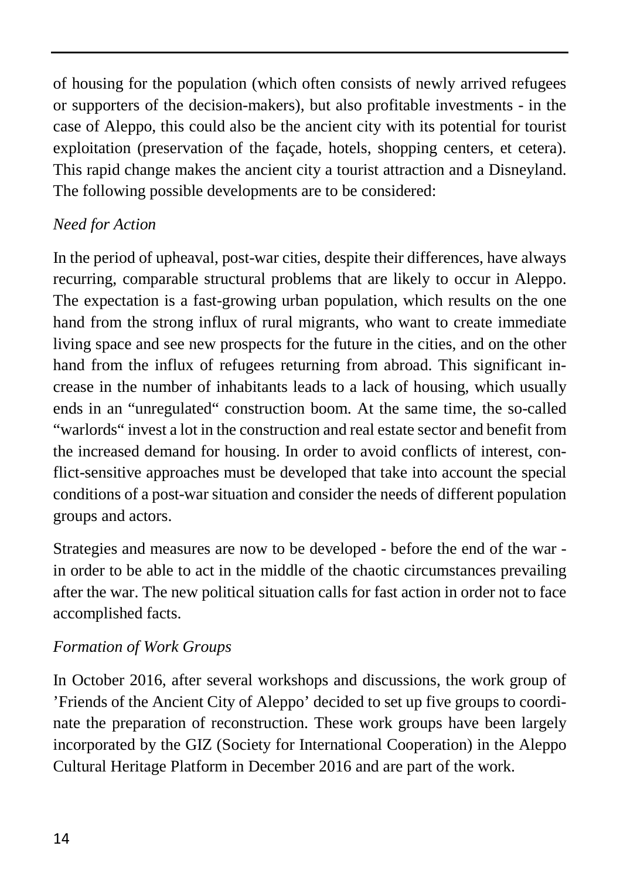of housing for the population (which often consists of newly arrived refugees or supporters of the decision-makers), but also profitable investments - in the case of Aleppo, this could also be the ancient city with its potential for tourist exploitation (preservation of the façade, hotels, shopping centers, et cetera). This rapid change makes the ancient city a tourist attraction and a Disneyland. The following possible developments are to be considered:

*Need for Action*

In the period of upheaval, post-war cities, despite their differences, have always recurring, comparable structural problems that are likely to occur in Aleppo. The expectation is a fast-growing urban population, which results on the one hand from the strong influx of rural migrants, who want to create immediate living space and see new prospects for the future in the cities, and on the other hand from the influx of refugees returning from abroad. This significant increase in the number of inhabitants leads to a lack of housing, which usually ends in an "unregulated" construction boom. At the same time, the so-called "warlords" invest a lot in the construction and real estate sector and benefit from the increased demand for housing. In order to avoid conflicts of interest, conflict-sensitive approaches must be developed that take into account the special conditions of a post-war situation and consider the needs of different population groups and actors.

Strategies and measures are now to be developed - before the end of the war - in order to be able to act in the middle of the chaotic circumstances prevailing after the war. The new political situation calls for fast action in order not to face accomplished facts.

*Formation of Work Groups*

In October 2016, after several workshops and discussions, the work group of 'Friends of the Ancient City of Aleppo' decided to set up five groups to coordinate the preparation of reconstruction. These work groups have been largely incorporated by the GIZ (Society for International Cooperation) in the Aleppo Cultural Heritage Platform in December 2016 and are part of the work.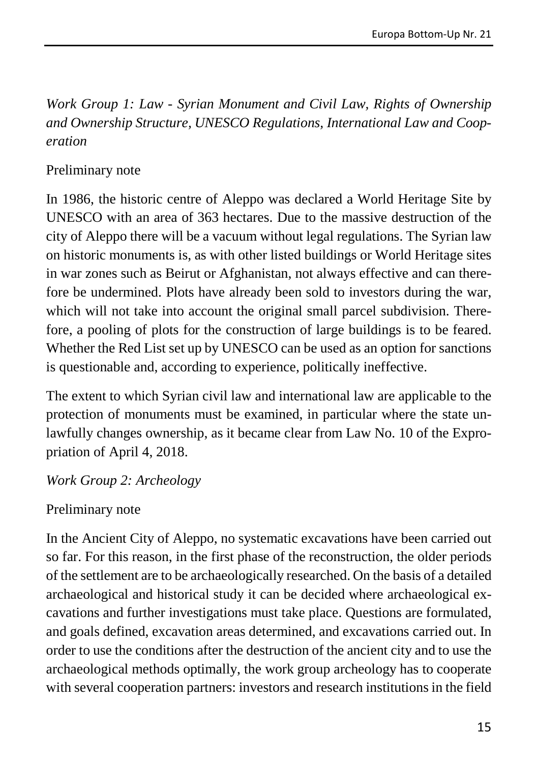*Work Group 1: Law - Syrian Monument and Civil Law, Rights of Ownership and Ownership Structure, UNESCO Regulations, International Law and Cooperation*

Preliminary note

In 1986, the historic centre of Aleppo was declared a World Heritage Site by UNESCO with an area of 363 hectares. Due to the massive destruction of the city of Aleppo there will be a vacuum without legal regulations. The Syrian law on historic monuments is, as with other listed buildings or World Heritage sites in war zones such as Beirut or Afghanistan, not always effective and can therefore be undermined. Plots have already been sold to investors during the war, which will not take into account the original small parcel subdivision. Therefore, a pooling of plots for the construction of large buildings is to be feared. Whether the Red List set up by UNESCO can be used as an option for sanctions is questionable and, according to experience, politically ineffective.

The extent to which Syrian civil law and international law are applicable to the protection of monuments must be examined, in particular where the state unlawfully changes ownership, as it became clear from Law No. 10 of the Expropriation of April 4, 2018.

*Work Group 2: Archeology*

Preliminary note

In the Ancient City of Aleppo, no systematic excavations have been carried out so far. For this reason, in the first phase of the reconstruction, the older periods of the settlement are to be archaeologically researched. On the basis of a detailed archaeological and historical study it can be decided where archaeological excavations and further investigations must take place. Questions are formulated, and goals defined, excavation areas determined, and excavations carried out. In order to use the conditions after the destruction of the ancient city and to use the archaeological methods optimally, the work group archeology has to cooperate with several cooperation partners: investors and research institutions in the field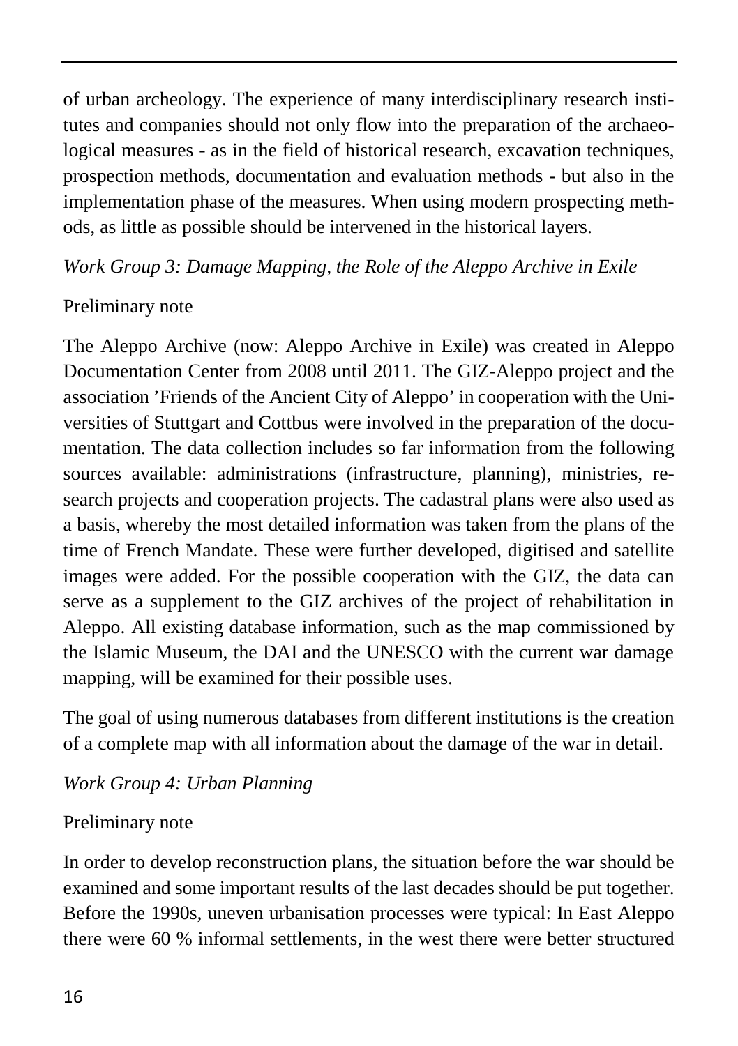of urban archeology. The experience of many interdisciplinary research institutes and companies should not only flow into the preparation of the archaeological measures - as in the field of historical research, excavation techniques, prospection methods, documentation and evaluation methods - but also in the implementation phase of the measures. When using modern prospecting methods, as little as possible should be intervened in the historical layers.

*Work Group 3: Damage Mapping, the Role of the Aleppo Archive in Exile*

Preliminary note

The Aleppo Archive (now: Aleppo Archive in Exile) was created in Aleppo Documentation Center from 2008 until 2011. The GIZ-Aleppo project and the association 'Friends of the Ancient City of Aleppo' in cooperation with the Universities of Stuttgart and Cottbus were involved in the preparation of the documentation. The data collection includes so far information from the following sources available: administrations (infrastructure, planning), ministries, research projects and cooperation projects. The cadastral plans were also used as a basis, whereby the most detailed information was taken from the plans of the time of French Mandate. These were further developed, digitised and satellite images were added. For the possible cooperation with the GIZ, the data can serve as a supplement to the GIZ archives of the project of rehabilitation in Aleppo. All existing database information, such as the map commissioned by the Islamic Museum, the DAI and the UNESCO with the current war damage mapping, will be examined for their possible uses.

The goal of using numerous databases from different institutions is the creation of a complete map with all information about the damage of the war in detail.

*Work Group 4: Urban Planning*

Preliminary note

In order to develop reconstruction plans, the situation before the war should be examined and some important results of the last decades should be put together. Before the 1990s, uneven urbanisation processes were typical: In East Aleppo there were 60 % informal settlements, in the west there were better structured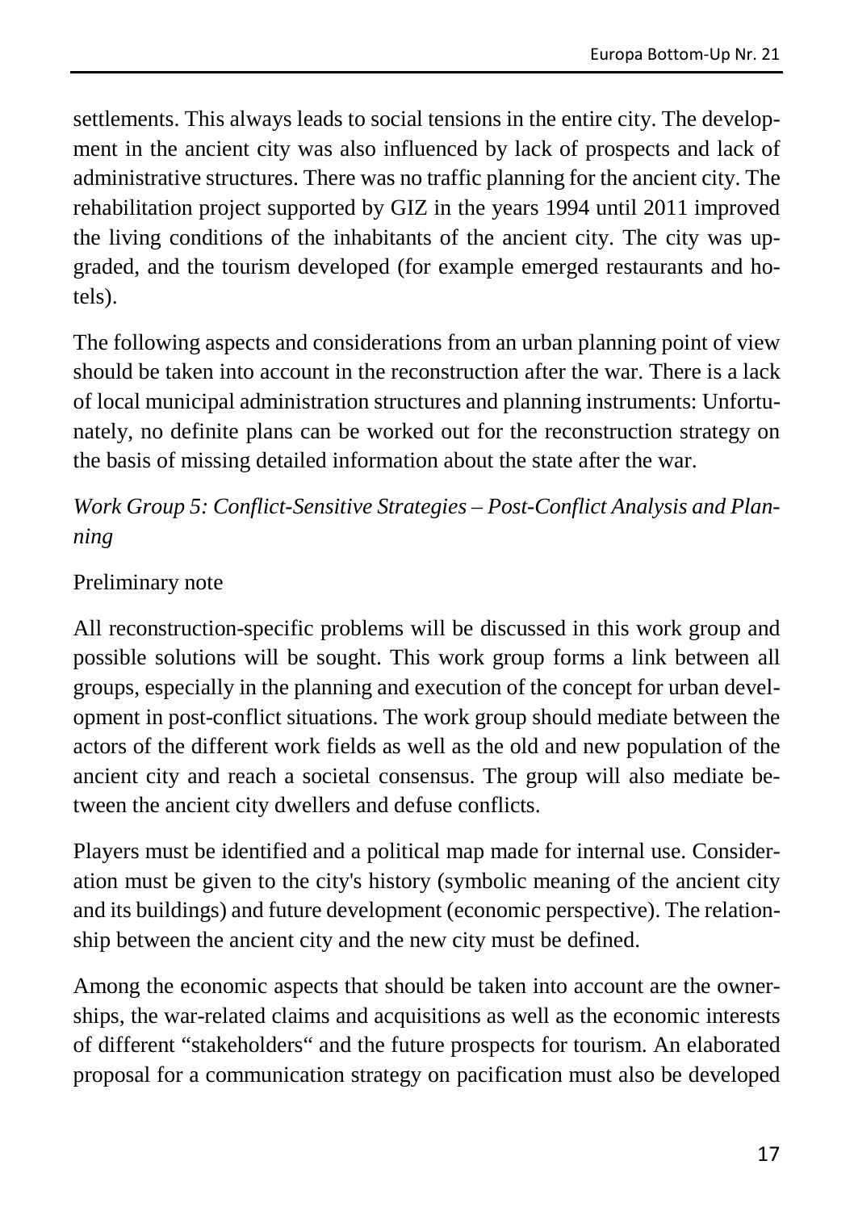settlements. This always leads to social tensions in the entire city. The development in the ancient city was also influenced by lack of prospects and lack of administrative structures. There was no traffic planning for the ancient city. The rehabilitation project supported by GIZ in the years 1994 until 2011 improved the living conditions of the inhabitants of the ancient city. The city was upgraded, and the tourism developed (for example emerged restaurants and hotels).

The following aspects and considerations from an urban planning point of view should be taken into account in the reconstruction after the war. There is a lack of local municipal administration structures and planning instruments: Unfortunately, no definite plans can be worked out for the reconstruction strategy on the basis of missing detailed information about the state after the war.

*Work Group 5: Conflict-Sensitive Strategies – Post-Conflict Analysis and Planning*

Preliminary note

All reconstruction-specific problems will be discussed in this work group and possible solutions will be sought. This work group forms a link between all groups, especially in the planning and execution of the concept for urban development in post-conflict situations. The work group should mediate between the actors of the different work fields as well as the old and new population of the ancient city and reach a societal consensus. The group will also mediate between the ancient city dwellers and defuse conflicts.

Players must be identified and a political map made for internal use. Consideration must be given to the city's history (symbolic meaning of the ancient city and its buildings) and future development (economic perspective). The relationship between the ancient city and the new city must be defined.

Among the economic aspects that should be taken into account are the ownerships, the war-related claims and acquisitions as well as the economic interests of different "stakeholders" and the future prospects for tourism. An elaborated proposal for a communication strategy on pacification must also be developed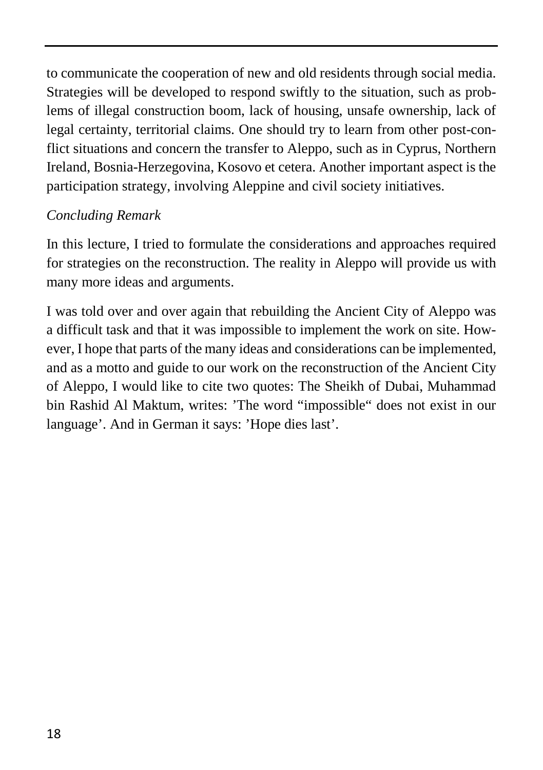to communicate the cooperation of new and old residents through social media. Strategies will be developed to respond swiftly to the situation, such as problems of illegal construction boom, lack of housing, unsafe ownership, lack of legal certainty, territorial claims. One should try to learn from other post-conflict situations and concern the transfer to Aleppo, such as in Cyprus, Northern Ireland, Bosnia-Herzegovina, Kosovo et cetera. Another important aspect is the participation strategy, involving Aleppine and civil society initiatives.

*Concluding Remark*

In this lecture, I tried to formulate the considerations and approaches required for strategies on the reconstruction. The reality in Aleppo will provide us with many more ideas and arguments.

I was told over and over again that rebuilding the Ancient City of Aleppo was a difficult task and that it was impossible to implement the work on site. However, I hope that parts of the many ideas and considerations can be implemented, and as a motto and guide to our work on the reconstruction of the Ancient City of Aleppo, I would like to cite two quotes: The Sheikh of Dubai, Muhammad bin Rashid Al Maktum, writes: 'The word "impossible" does not exist in our language'. And in German it says: 'Hope dies last'.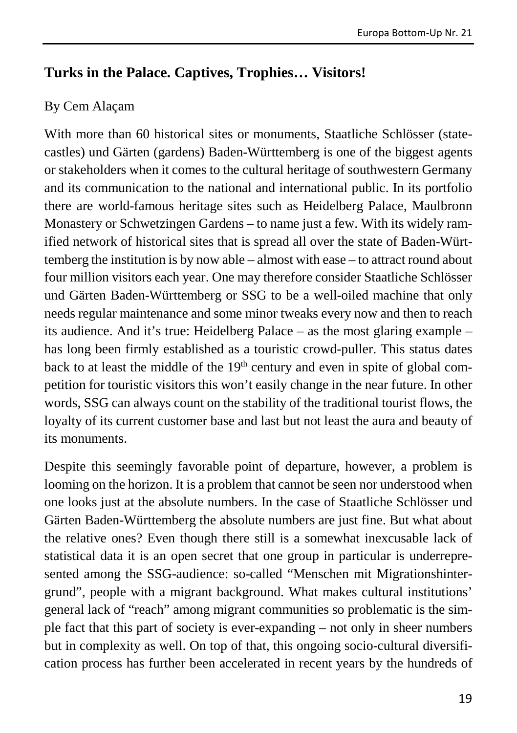## Turks in the Palace. Captives, Trophies… Visitors!

By Cem Alaçam

With more than 60 historical sites or monuments, Staatliche Schlösser (state-castles) und Gärten (gardens) Baden-Württemberg is one of the biggest agents or stakeholders when it comes to the cultural heritage of southwestern Germany and its communication to the national and international public. In its portfolio there are world-famous heritage sites such as Heidelberg Palace, Maulbronn Monastery or Schwetzingen Gardens – to name just a few. With its widely ramified network of historical sites that is spread all over the state of Baden-Württemberg the institution is by now able – almost with ease – to attract round about four million visitors each year. One may therefore consider Staatliche Schlösser und Gärten Baden-Württemberg or SSG to be a well-oiled machine that only needs regular maintenance and some minor tweaks every now and then to reach its audience. And it's true: Heidelberg Palace – as the most glaring example – has long been firmly established as a touristic crowd-puller. This status dates back to at least the middle of the 19th century and even in spite of global competition for touristic visitors this won't easily change in the near future. In other words, SSG can always count on the stability of the traditional tourist flows, the loyalty of its current customer base and last but not least the aura and beauty of its monuments.

Despite this seemingly favorable point of departure, however, a problem is looming on the horizon. It is a problem that cannot be seen nor understood when one looks just at the absolute numbers. In the case of Staatliche Schlösser und Gärten Baden-Württemberg the absolute numbers are just fine. But what about the relative ones? Even though there still is a somewhat inexcusable lack of statistical data it is an open secret that one group in particular is underrepresented among the SSG-audience: so-called "Menschen mit Migrationshintergrund", people with a migrant background. What makes cultural institutions' general lack of "reach" among migrant communities so problematic is the simple fact that this part of society is ever-expanding – not only in sheer numbers but in complexity as well. On top of that, this ongoing socio-cultural diversification process has further been accelerated in recent years by the hundreds of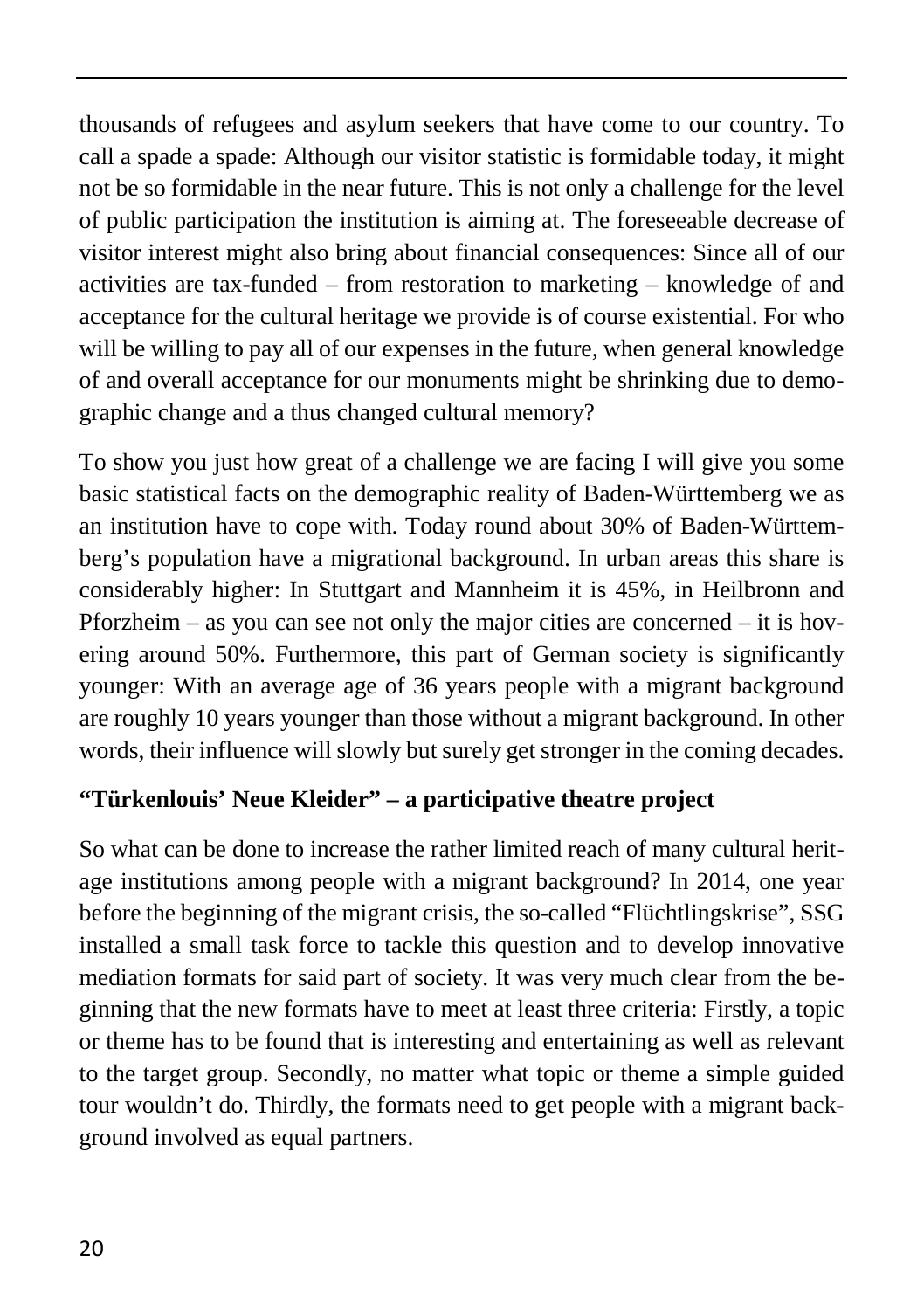thousands of refugees and asylum seekers that have come to our country. To call a spade a spade: Although our visitor statistic is formidable today, it might not be so formidable in the near future. This is not only a challenge for the level of public participation the institution is aiming at. The foreseeable decrease of visitor interest might also bring about financial consequences: Since all of our activities are tax-funded – from restoration to marketing – knowledge of and acceptance for the cultural heritage we provide is of course existential. For who will be willing to pay all of our expenses in the future, when general knowledge of and overall acceptance for our monuments might be shrinking due to demographic change and a thus changed cultural memory?

To show you just how great of a challenge we are facing I will give you some basic statistical facts on the demographic reality of Baden-Württemberg we as an institution have to cope with. Today round about 30% of Baden-Württemberg's population have a migrational background. In urban areas this share is considerably higher: In Stuttgart and Mannheim it is 45%, in Heilbronn and Pforzheim – as you can see not only the major cities are concerned – it is hovering around 50%. Furthermore, this part of German society is significantly younger: With an average age of 36 years people with a migrant background are roughly 10 years younger than those without a migrant background. In other words, their influence will slowly but surely get stronger in the coming decades.

### "Türkenlouis' Neue Kleider" – a participative theatre project

So what can be done to increase the rather limited reach of many cultural heritage institutions among people with a migrant background? In 2014, one year before the beginning of the migrant crisis, the so-called "Flüchtlingskrise", SSG installed a small task force to tackle this question and to develop innovative mediation formats for said part of society. It was very much clear from the beginning that the new formats have to meet at least three criteria: Firstly, a topic or theme has to be found that is interesting and entertaining as well as relevant to the target group. Secondly, no matter what topic or theme a simple guided tour wouldn't do. Thirdly, the formats need to get people with a migrant background involved as equal partners.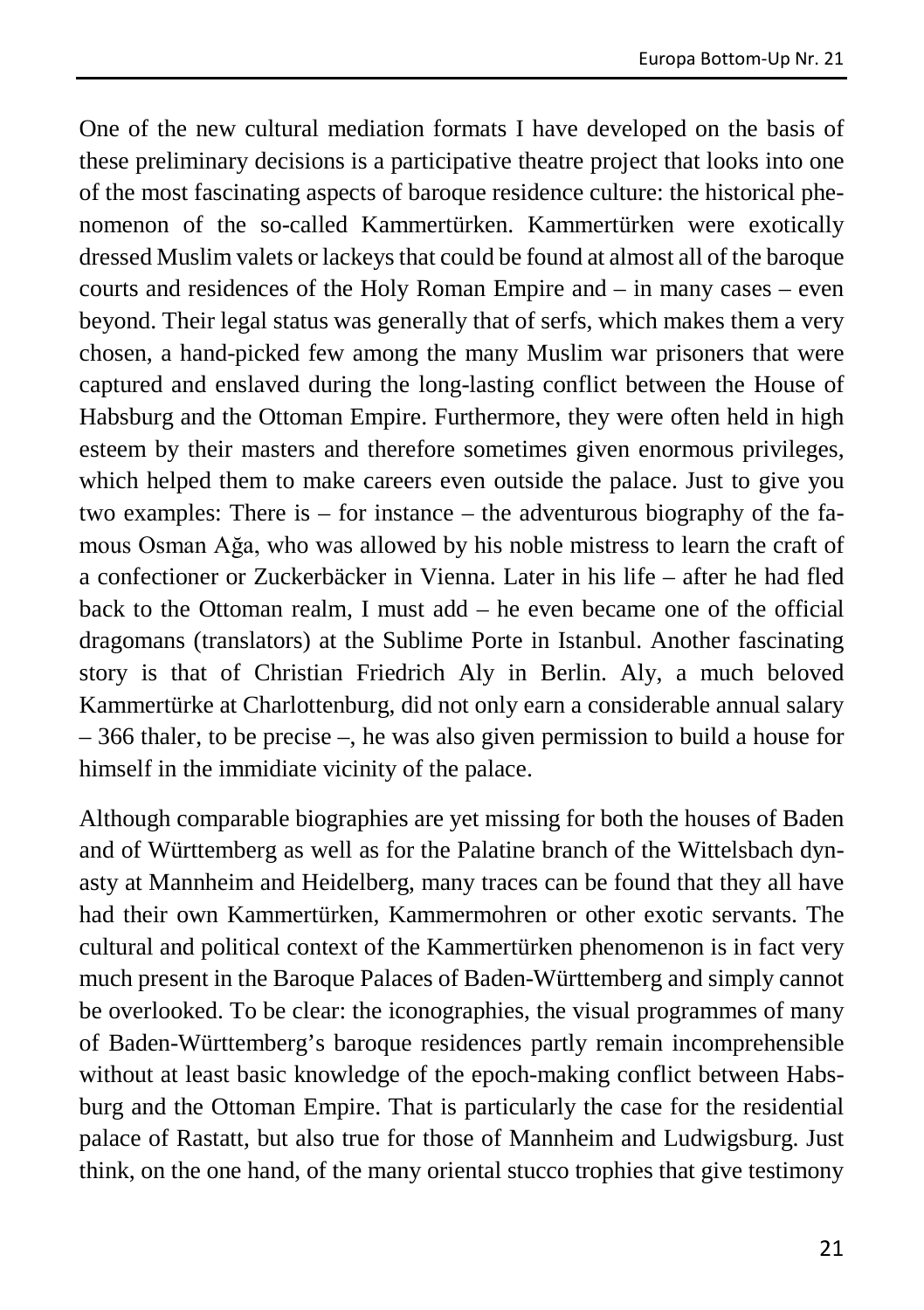One of the new cultural mediation formats I have developed on the basis of these preliminary decisions is a participative theatre project that looks into one of the most fascinating aspects of baroque residence culture: the historical phenomenon of the so-called Kammertürken. Kammertürken were exotically dressed Muslim valets or lackeys that could be found at almost all of the baroque courts and residences of the Holy Roman Empire and – in many cases – even beyond. Their legal status was generally that of serfs, which makes them a very chosen, a hand-picked few among the many Muslim war prisoners that were captured and enslaved during the long-lasting conflict between the House of Habsburg and the Ottoman Empire. Furthermore, they were often held in high esteem by their masters and therefore sometimes given enormous privileges, which helped them to make careers even outside the palace. Just to give you two examples: There is – for instance – the adventurous biography of the famous Osman Ağa, who was allowed by his noble mistress to learn the craft of a confectioner or Zuckerbäcker in Vienna. Later in his life – after he had fled back to the Ottoman realm, I must add – he even became one of the official dragomans (translators) at the Sublime Porte in Istanbul. Another fascinating story is that of Christian Friedrich Aly in Berlin. Aly, a much beloved Kammertürke at Charlottenburg, did not only earn a considerable annual salary – 366 thaler, to be precise –, he was also given permission to build a house for himself in the immidiate vicinity of the palace.

Although comparable biographies are yet missing for both the houses of Baden and of Württemberg as well as for the Palatine branch of the Wittelsbach dynasty at Mannheim and Heidelberg, many traces can be found that they all have had their own Kammertürken, Kammermohren or other exotic servants. The cultural and political context of the Kammertürken phenomenon is in fact very much present in the Baroque Palaces of Baden-Württemberg and simply cannot be overlooked. To be clear: the iconographies, the visual programmes of many of Baden-Württemberg's baroque residences partly remain incomprehensible without at least basic knowledge of the epoch-making conflict between Habsburg and the Ottoman Empire. That is particularly the case for the residential palace of Rastatt, but also true for those of Mannheim and Ludwigsburg. Just think, on the one hand, of the many oriental stucco trophies that give testimony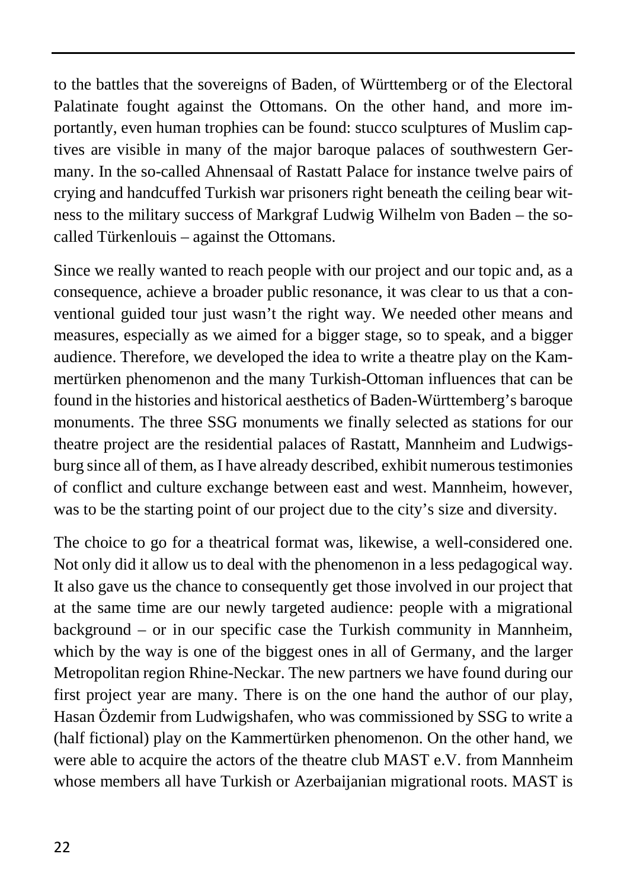to the battles that the sovereigns of Baden, of Württemberg or of the Electoral Palatinate fought against the Ottomans. On the other hand, and more importantly, even human trophies can be found: stucco sculptures of Muslim captives are visible in many of the major baroque palaces of southwestern Germany. In the so-called Ahnensaal of Rastatt Palace for instance twelve pairs of crying and handcuffed Turkish war prisoners right beneath the ceiling bear witness to the military success of Markgraf Ludwig Wilhelm von Baden – the so-called Türkenlouis – against the Ottomans.

Since we really wanted to reach people with our project and our topic and, as a consequence, achieve a broader public resonance, it was clear to us that a conventional guided tour just wasn't the right way. We needed other means and measures, especially as we aimed for a bigger stage, so to speak, and a bigger audience. Therefore, we developed the idea to write a theatre play on the Kammertürken phenomenon and the many Turkish-Ottoman influences that can be found in the histories and historical aesthetics of Baden-Württemberg's baroque monuments. The three SSG monuments we finally selected as stations for our theatre project are the residential palaces of Rastatt, Mannheim and Ludwigsburg since all of them, as I have already described, exhibit numerous testimonies of conflict and culture exchange between east and west. Mannheim, however, was to be the starting point of our project due to the city's size and diversity.

The choice to go for a theatrical format was, likewise, a well-considered one. Not only did it allow us to deal with the phenomenon in a less pedagogical way. It also gave us the chance to consequently get those involved in our project that at the same time are our newly targeted audience: people with a migrational background – or in our specific case the Turkish community in Mannheim, which by the way is one of the biggest ones in all of Germany, and the larger Metropolitan region Rhine-Neckar. The new partners we have found during our first project year are many. There is on the one hand the author of our play, Hasan Özdemir from Ludwigshafen, who was commissioned by SSG to write a (half fictional) play on the Kammertürken phenomenon. On the other hand, we were able to acquire the actors of the theatre club MAST e.V. from Mannheim whose members all have Turkish or Azerbaijanian migrational roots. MAST is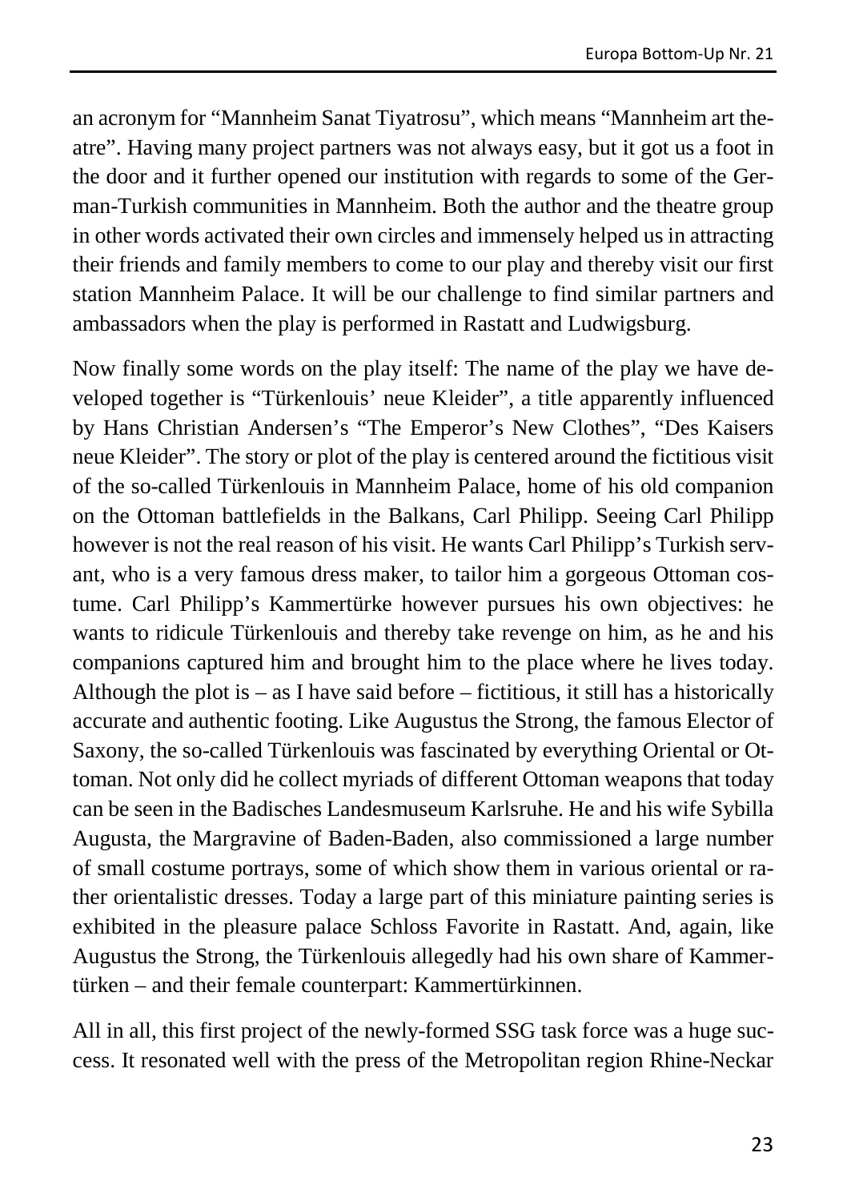an acronym for "Mannheim Sanat Tiyatrosu", which means "Mannheim art theatre". Having many project partners was not always easy, but it got us a foot in the door and it further opened our institution with regards to some of the German-Turkish communities in Mannheim. Both the author and the theatre group in other words activated their own circles and immensely helped us in attracting their friends and family members to come to our play and thereby visit our first station Mannheim Palace. It will be our challenge to find similar partners and ambassadors when the play is performed in Rastatt and Ludwigsburg.

Now finally some words on the play itself: The name of the play we have developed together is "Türkenlouis' neue Kleider", a title apparently influenced by Hans Christian Andersen's "The Emperor's New Clothes", "Des Kaisers neue Kleider". The story or plot of the play is centered around the fictitious visit of the so-called Türkenlouis in Mannheim Palace, home of his old companion on the Ottoman battlefields in the Balkans, Carl Philipp. Seeing Carl Philipp however is not the real reason of his visit. He wants Carl Philipp's Turkish servant, who is a very famous dress maker, to tailor him a gorgeous Ottoman costume. Carl Philipp's Kammertürke however pursues his own objectives: he wants to ridicule Türkenlouis and thereby take revenge on him, as he and his companions captured him and brought him to the place where he lives today. Although the plot is – as I have said before – fictitious, it still has a historically accurate and authentic footing. Like Augustus the Strong, the famous Elector of Saxony, the so-called Türkenlouis was fascinated by everything Oriental or Ottoman. Not only did he collect myriads of different Ottoman weapons that today can be seen in the Badisches Landesmuseum Karlsruhe. He and his wife Sybilla Augusta, the Margravine of Baden-Baden, also commissioned a large number of small costume portrays, some of which show them in various oriental or rather orientalistic dresses. Today a large part of this miniature painting series is exhibited in the pleasure palace Schloss Favorite in Rastatt. And, again, like Augustus the Strong, the Türkenlouis allegedly had his own share of Kammertürken – and their female counterpart: Kammertürkinnen.

All in all, this first project of the newly-formed SSG task force was a huge success. It resonated well with the press of the Metropolitan region Rhine-Neckar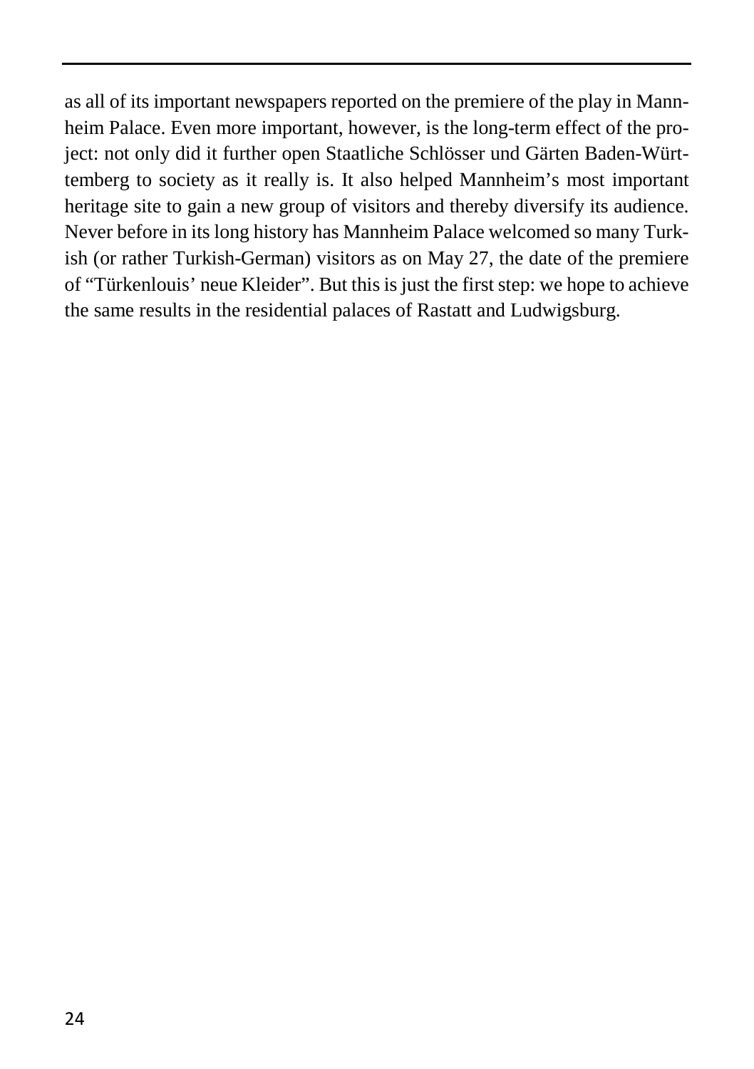as all of its important newspapers reported on the premiere of the play in Mannheim Palace. Even more important, however, is the long-term effect of the project: not only did it further open Staatliche Schlösser und Gärten Baden-Württemberg to society as it really is. It also helped Mannheim's most important heritage site to gain a new group of visitors and thereby diversify its audience. Never before in its long history has Mannheim Palace welcomed so many Turkish (or rather Turkish-German) visitors as on May 27, the date of the premiere of "Türkenlouis' neue Kleider". But this is just the first step: we hope to achieve the same results in the residential palaces of Rastatt and Ludwigsburg.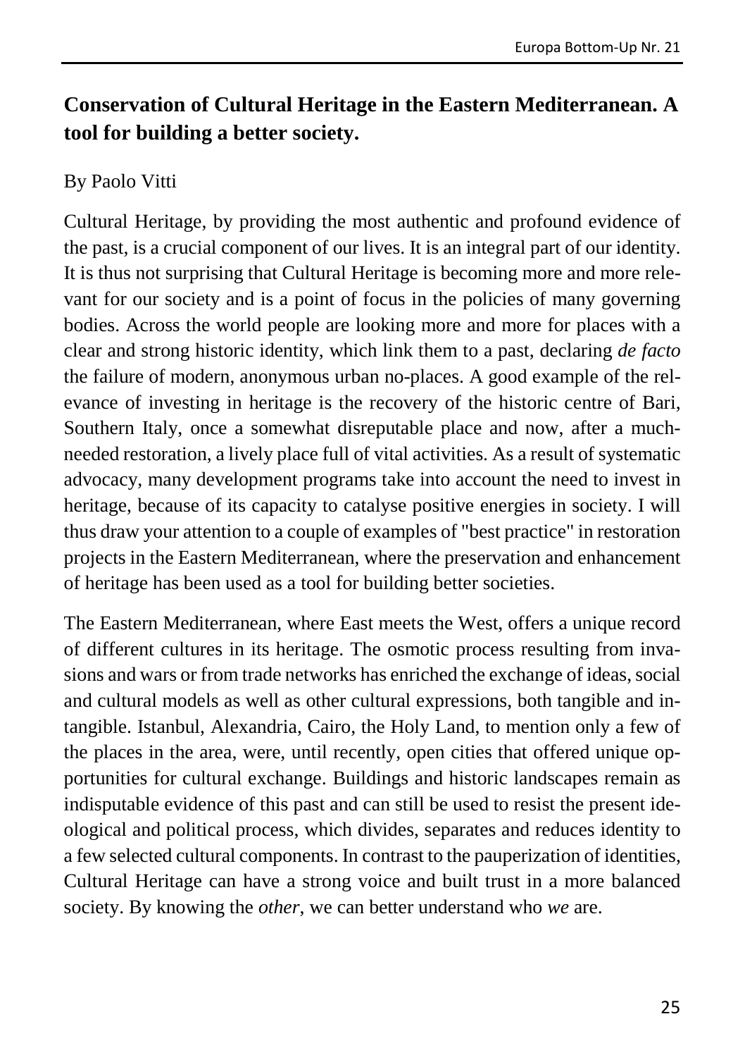## Conservation of Cultural Heritage in the Eastern Mediterranean. A tool for building a better society.

By Paolo Vitti

Cultural Heritage, by providing the most authentic and profound evidence of the past, is a crucial component of our lives. It is an integral part of our identity. It is thus not surprising that Cultural Heritage is becoming more and more relevant for our society and is a point of focus in the policies of many governing bodies. Across the world people are looking more and more for places with a clear and strong historic identity, which link them to a past, declaring *de facto* the failure of modern, anonymous urban no-places. A good example of the relevance of investing in heritage is the recovery of the historic centre of Bari, Southern Italy, once a somewhat disreputable place and now, after a much-needed restoration, a lively place full of vital activities. As a result of systematic advocacy, many development programs take into account the need to invest in heritage, because of its capacity to catalyse positive energies in society. I will thus draw your attention to a couple of examples of "best practice" in restoration projects in the Eastern Mediterranean, where the preservation and enhancement of heritage has been used as a tool for building better societies.

The Eastern Mediterranean, where East meets the West, offers a unique record of different cultures in its heritage. The osmotic process resulting from invasions and wars or from trade networks has enriched the exchange of ideas, social and cultural models as well as other cultural expressions, both tangible and intangible. Istanbul, Alexandria, Cairo, the Holy Land, to mention only a few of the places in the area, were, until recently, open cities that offered unique opportunities for cultural exchange. Buildings and historic landscapes remain as indisputable evidence of this past and can still be used to resist the present ideological and political process, which divides, separates and reduces identity to a few selected cultural components. In contrast to the pauperization of identities, Cultural Heritage can have a strong voice and built trust in a more balanced society. By knowing the *other*, we can better understand who *we* are.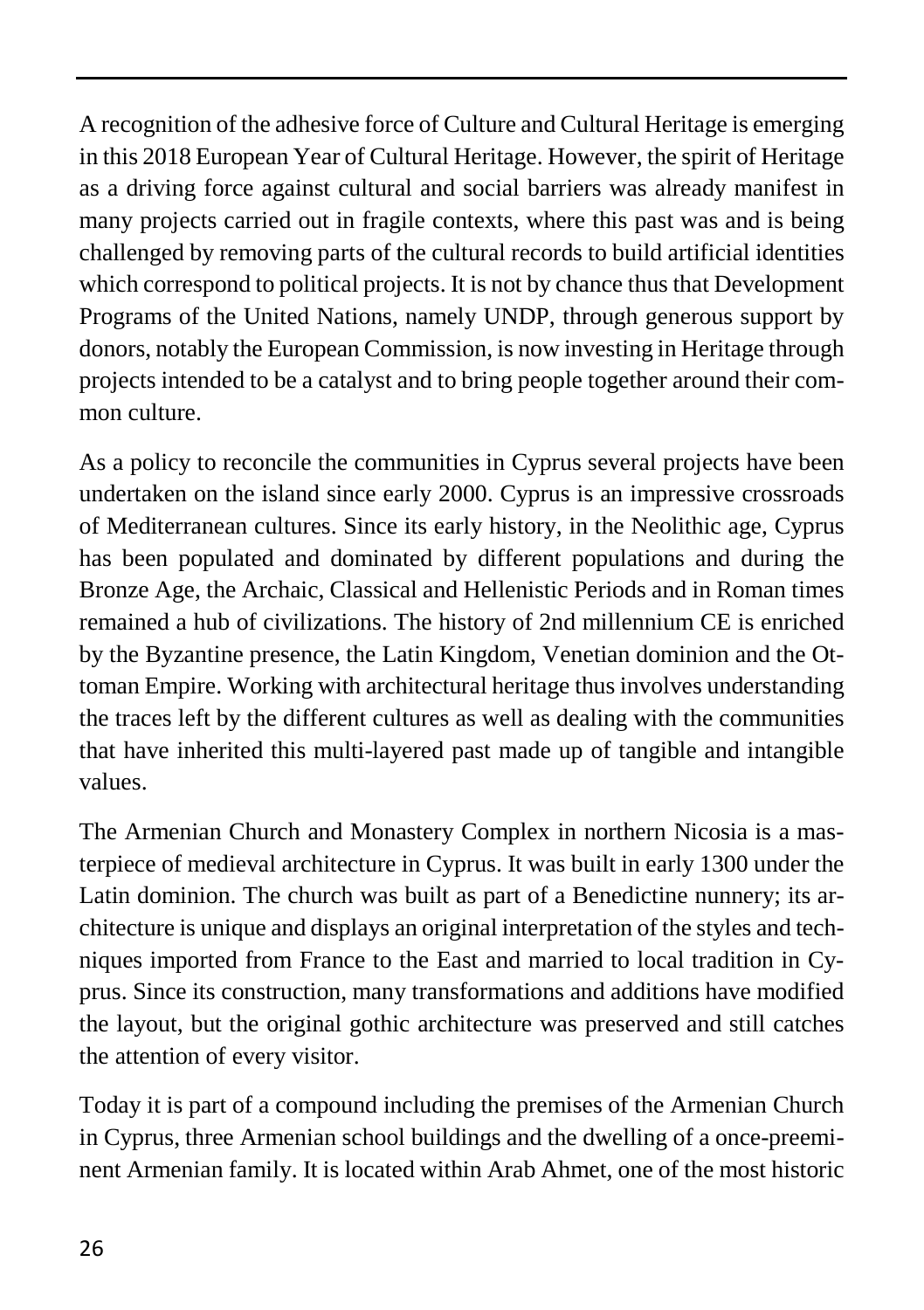A recognition of the adhesive force of Culture and Cultural Heritage is emerging in this 2018 European Year of Cultural Heritage. However, the spirit of Heritage as a driving force against cultural and social barriers was already manifest in many projects carried out in fragile contexts, where this past was and is being challenged by removing parts of the cultural records to build artificial identities which correspond to political projects. It is not by chance thus that Development Programs of the United Nations, namely UNDP, through generous support by donors, notably the European Commission, is now investing in Heritage through projects intended to be a catalyst and to bring people together around their common culture.

As a policy to reconcile the communities in Cyprus several projects have been undertaken on the island since early 2000. Cyprus is an impressive crossroads of Mediterranean cultures. Since its early history, in the Neolithic age, Cyprus has been populated and dominated by different populations and during the Bronze Age, the Archaic, Classical and Hellenistic Periods and in Roman times remained a hub of civilizations. The history of 2nd millennium CE is enriched by the Byzantine presence, the Latin Kingdom, Venetian dominion and the Ottoman Empire. Working with architectural heritage thus involves understanding the traces left by the different cultures as well as dealing with the communities that have inherited this multi-layered past made up of tangible and intangible values.

The Armenian Church and Monastery Complex in northern Nicosia is a masterpiece of medieval architecture in Cyprus. It was built in early 1300 under the Latin dominion. The church was built as part of a Benedictine nunnery; its architecture is unique and displays an original interpretation of the styles and techniques imported from France to the East and married to local tradition in Cyprus. Since its construction, many transformations and additions have modified the layout, but the original gothic architecture was preserved and still catches the attention of every visitor.

Today it is part of a compound including the premises of the Armenian Church in Cyprus, three Armenian school buildings and the dwelling of a once-preeminent Armenian family. It is located within Arab Ahmet, one of the most historic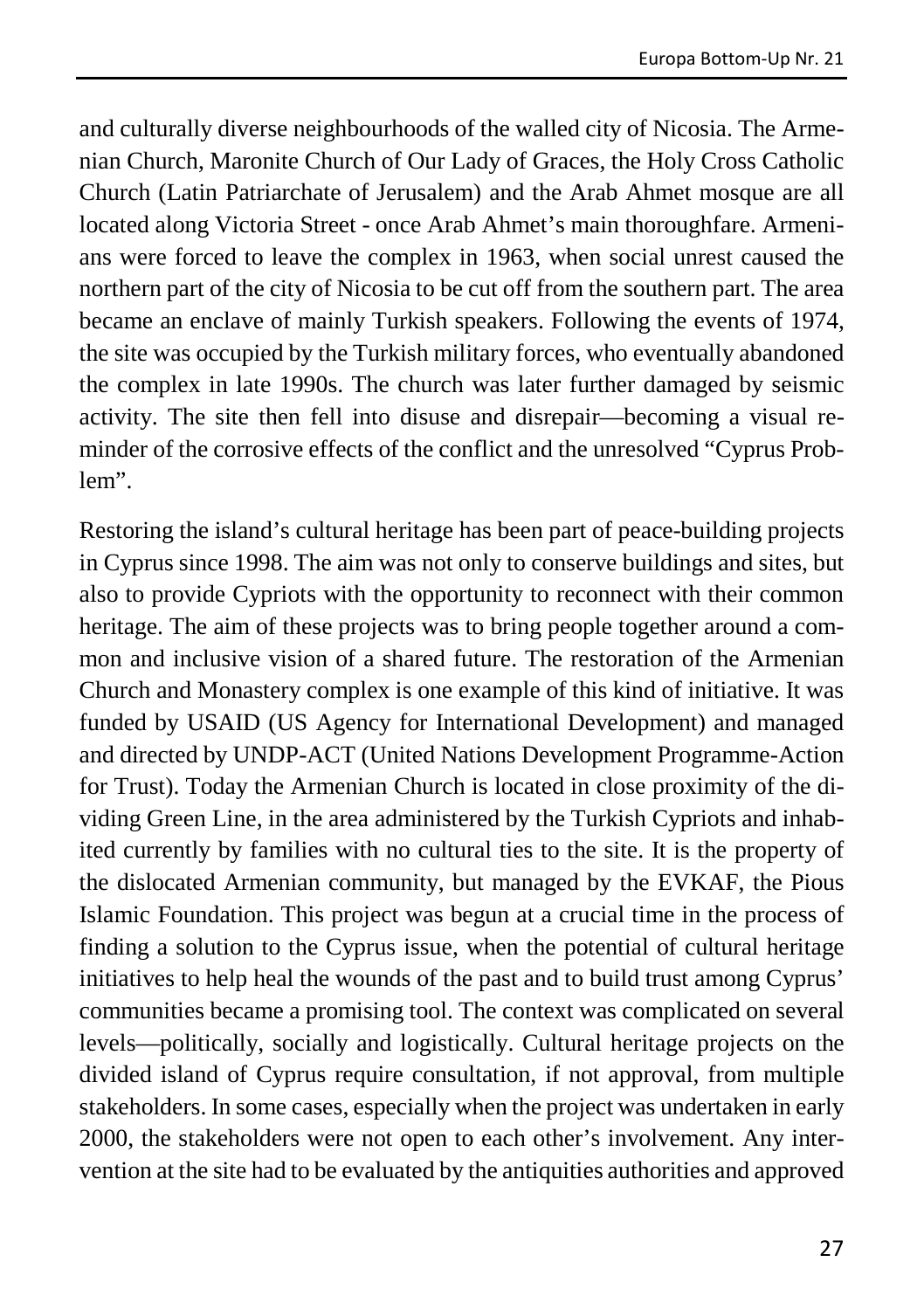and culturally diverse neighbourhoods of the walled city of Nicosia. The Armenian Church, Maronite Church of Our Lady of Graces, the Holy Cross Catholic Church (Latin Patriarchate of Jerusalem) and the Arab Ahmet mosque are all located along Victoria Street - once Arab Ahmet's main thoroughfare. Armenians were forced to leave the complex in 1963, when social unrest caused the northern part of the city of Nicosia to be cut off from the southern part. The area became an enclave of mainly Turkish speakers. Following the events of 1974, the site was occupied by the Turkish military forces, who eventually abandoned the complex in late 1990s. The church was later further damaged by seismic activity. The site then fell into disuse and disrepair—becoming a visual reminder of the corrosive effects of the conflict and the unresolved "Cyprus Problem".

Restoring the island's cultural heritage has been part of peace-building projects in Cyprus since 1998. The aim was not only to conserve buildings and sites, but also to provide Cypriots with the opportunity to reconnect with their common heritage. The aim of these projects was to bring people together around a common and inclusive vision of a shared future. The restoration of the Armenian Church and Monastery complex is one example of this kind of initiative. It was funded by USAID (US Agency for International Development) and managed and directed by UNDP-ACT (United Nations Development Programme-Action for Trust). Today the Armenian Church is located in close proximity of the dividing Green Line, in the area administered by the Turkish Cypriots and inhabited currently by families with no cultural ties to the site. It is the property of the dislocated Armenian community, but managed by the EVKAF, the Pious Islamic Foundation. This project was begun at a crucial time in the process of finding a solution to the Cyprus issue, when the potential of cultural heritage initiatives to help heal the wounds of the past and to build trust among Cyprus' communities became a promising tool. The context was complicated on several levels—politically, socially and logistically. Cultural heritage projects on the divided island of Cyprus require consultation, if not approval, from multiple stakeholders. In some cases, especially when the project was undertaken in early 2000, the stakeholders were not open to each other's involvement. Any intervention at the site had to be evaluated by the antiquities authorities and approved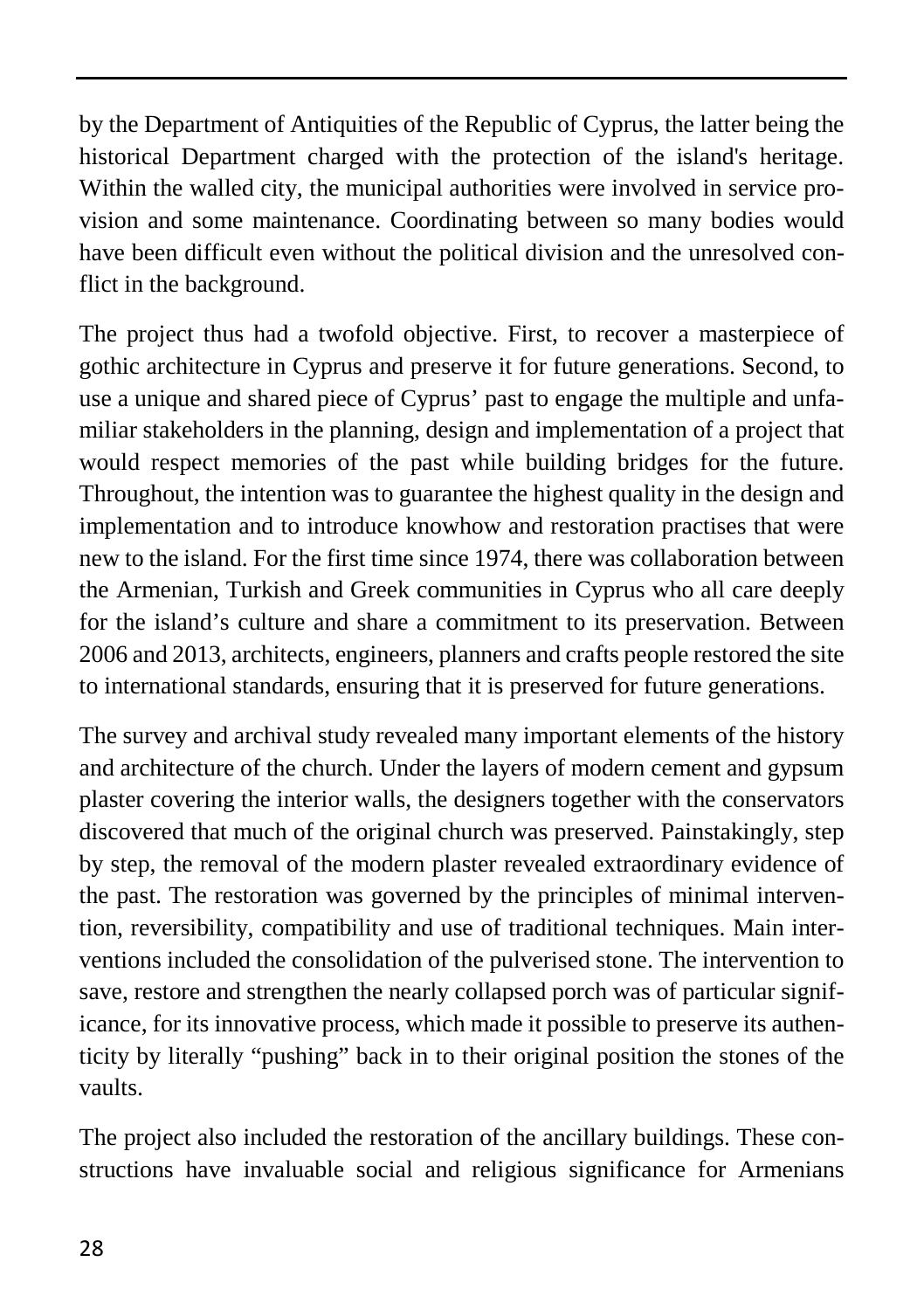by the Department of Antiquities of the Republic of Cyprus, the latter being the historical Department charged with the protection of the island's heritage. Within the walled city, the municipal authorities were involved in service provision and some maintenance. Coordinating between so many bodies would have been difficult even without the political division and the unresolved conflict in the background.

The project thus had a twofold objective. First, to recover a masterpiece of gothic architecture in Cyprus and preserve it for future generations. Second, to use a unique and shared piece of Cyprus' past to engage the multiple and unfamiliar stakeholders in the planning, design and implementation of a project that would respect memories of the past while building bridges for the future. Throughout, the intention was to guarantee the highest quality in the design and implementation and to introduce knowhow and restoration practises that were new to the island. For the first time since 1974, there was collaboration between the Armenian, Turkish and Greek communities in Cyprus who all care deeply for the island's culture and share a commitment to its preservation. Between 2006 and 2013, architects, engineers, planners and crafts people restored the site to international standards, ensuring that it is preserved for future generations.

The survey and archival study revealed many important elements of the history and architecture of the church. Under the layers of modern cement and gypsum plaster covering the interior walls, the designers together with the conservators discovered that much of the original church was preserved. Painstakingly, step by step, the removal of the modern plaster revealed extraordinary evidence of the past. The restoration was governed by the principles of minimal intervention, reversibility, compatibility and use of traditional techniques. Main interventions included the consolidation of the pulverised stone. The intervention to save, restore and strengthen the nearly collapsed porch was of particular significance, for its innovative process, which made it possible to preserve its authenticity by literally "pushing" back in to their original position the stones of the vaults.

The project also included the restoration of the ancillary buildings. These constructions have invaluable social and religious significance for Armenians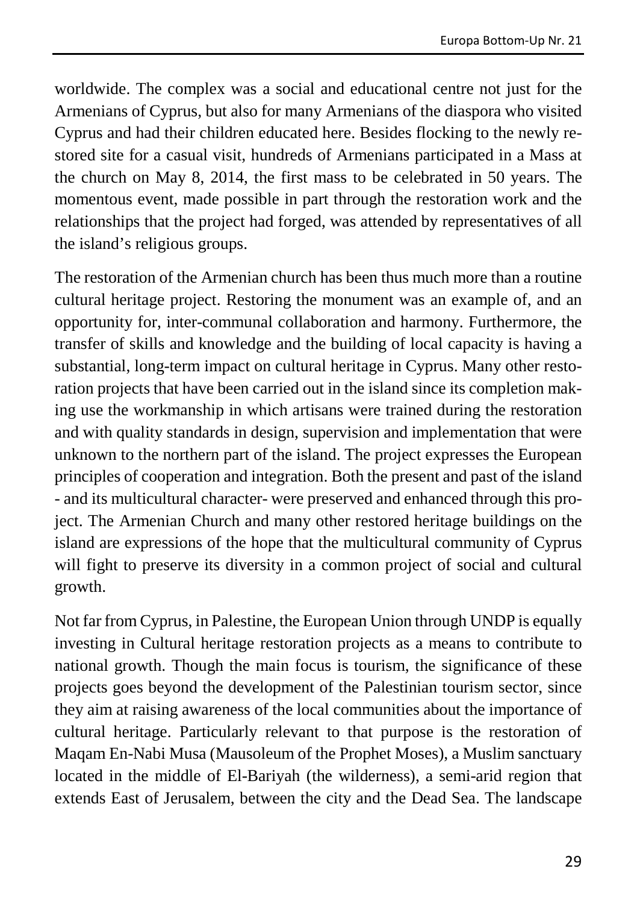worldwide. The complex was a social and educational centre not just for the Armenians of Cyprus, but also for many Armenians of the diaspora who visited Cyprus and had their children educated here. Besides flocking to the newly restored site for a casual visit, hundreds of Armenians participated in a Mass at the church on May 8, 2014, the first mass to be celebrated in 50 years. The momentous event, made possible in part through the restoration work and the relationships that the project had forged, was attended by representatives of all the island's religious groups.

The restoration of the Armenian church has been thus much more than a routine cultural heritage project. Restoring the monument was an example of, and an opportunity for, inter-communal collaboration and harmony. Furthermore, the transfer of skills and knowledge and the building of local capacity is having a substantial, long-term impact on cultural heritage in Cyprus. Many other restoration projects that have been carried out in the island since its completion making use the workmanship in which artisans were trained during the restoration and with quality standards in design, supervision and implementation that were unknown to the northern part of the island. The project expresses the European principles of cooperation and integration. Both the present and past of the island - and its multicultural character- were preserved and enhanced through this project. The Armenian Church and many other restored heritage buildings on the island are expressions of the hope that the multicultural community of Cyprus will fight to preserve its diversity in a common project of social and cultural growth.

Not far from Cyprus, in Palestine, the European Union through UNDP is equally investing in Cultural heritage restoration projects as a means to contribute to national growth. Though the main focus is tourism, the significance of these projects goes beyond the development of the Palestinian tourism sector, since they aim at raising awareness of the local communities about the importance of cultural heritage. Particularly relevant to that purpose is the restoration of Maqam En-Nabi Musa (Mausoleum of the Prophet Moses), a Muslim sanctuary located in the middle of El-Bariyah (the wilderness), a semi-arid region that extends East of Jerusalem, between the city and the Dead Sea. The landscape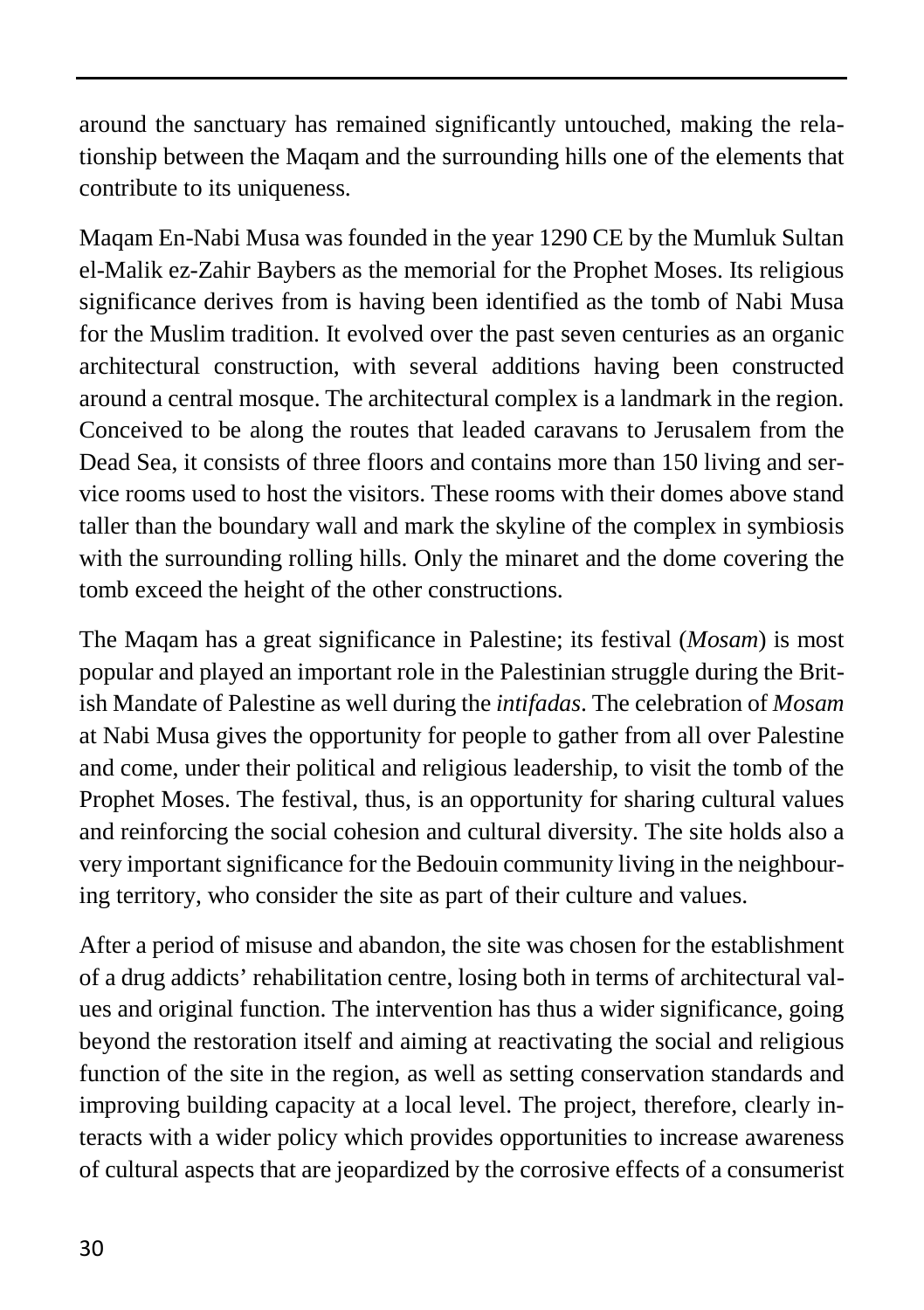around the sanctuary has remained significantly untouched, making the relationship between the Maqam and the surrounding hills one of the elements that contribute to its uniqueness.

Maqam En-Nabi Musa was founded in the year 1290 CE by the Mumluk Sultan el-Malik ez-Zahir Baybers as the memorial for the Prophet Moses. Its religious significance derives from is having been identified as the tomb of Nabi Musa for the Muslim tradition. It evolved over the past seven centuries as an organic architectural construction, with several additions having been constructed around a central mosque. The architectural complex is a landmark in the region. Conceived to be along the routes that leaded caravans to Jerusalem from the Dead Sea, it consists of three floors and contains more than 150 living and service rooms used to host the visitors. These rooms with their domes above stand taller than the boundary wall and mark the skyline of the complex in symbiosis with the surrounding rolling hills. Only the minaret and the dome covering the tomb exceed the height of the other constructions.

The Maqam has a great significance in Palestine; its festival (*Mosam*) is most popular and played an important role in the Palestinian struggle during the British Mandate of Palestine as well during the *intifadas*. The celebration of *Mosam* at Nabi Musa gives the opportunity for people to gather from all over Palestine and come, under their political and religious leadership, to visit the tomb of the Prophet Moses. The festival, thus, is an opportunity for sharing cultural values and reinforcing the social cohesion and cultural diversity. The site holds also a very important significance for the Bedouin community living in the neighbouring territory, who consider the site as part of their culture and values.

After a period of misuse and abandon, the site was chosen for the establishment of a drug addicts' rehabilitation centre, losing both in terms of architectural values and original function. The intervention has thus a wider significance, going beyond the restoration itself and aiming at reactivating the social and religious function of the site in the region, as well as setting conservation standards and improving building capacity at a local level. The project, therefore, clearly interacts with a wider policy which provides opportunities to increase awareness of cultural aspects that are jeopardized by the corrosive effects of a consumerist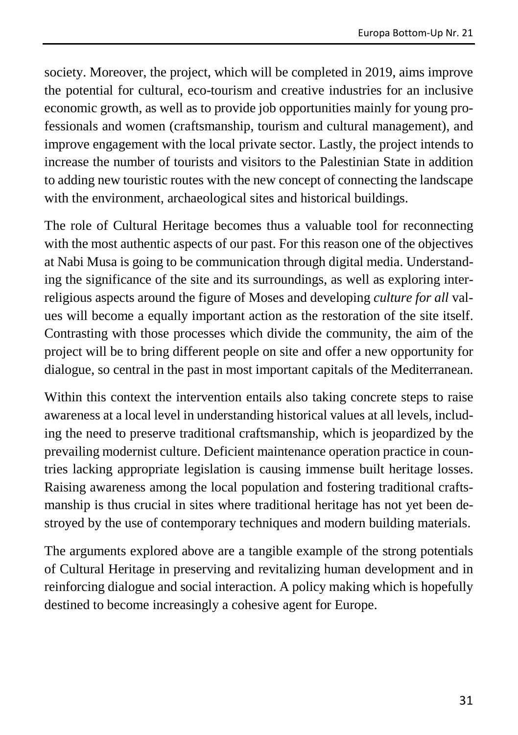society. Moreover, the project, which will be completed in 2019, aims improve the potential for cultural, eco-tourism and creative industries for an inclusive economic growth, as well as to provide job opportunities mainly for young professionals and women (craftsmanship, tourism and cultural management), and improve engagement with the local private sector. Lastly, the project intends to increase the number of tourists and visitors to the Palestinian State in addition to adding new touristic routes with the new concept of connecting the landscape with the environment, archaeological sites and historical buildings.

The role of Cultural Heritage becomes thus a valuable tool for reconnecting with the most authentic aspects of our past. For this reason one of the objectives at Nabi Musa is going to be communication through digital media. Understanding the significance of the site and its surroundings, as well as exploring interreligious aspects around the figure of Moses and developing *culture for all* values will become a equally important action as the restoration of the site itself. Contrasting with those processes which divide the community, the aim of the project will be to bring different people on site and offer a new opportunity for dialogue, so central in the past in most important capitals of the Mediterranean.

Within this context the intervention entails also taking concrete steps to raise awareness at a local level in understanding historical values at all levels, including the need to preserve traditional craftsmanship, which is jeopardized by the prevailing modernist culture. Deficient maintenance operation practice in countries lacking appropriate legislation is causing immense built heritage losses. Raising awareness among the local population and fostering traditional craftsmanship is thus crucial in sites where traditional heritage has not yet been destroyed by the use of contemporary techniques and modern building materials.

The arguments explored above are a tangible example of the strong potentials of Cultural Heritage in preserving and revitalizing human development and in reinforcing dialogue and social interaction. A policy making which is hopefully destined to become increasingly a cohesive agent for Europe.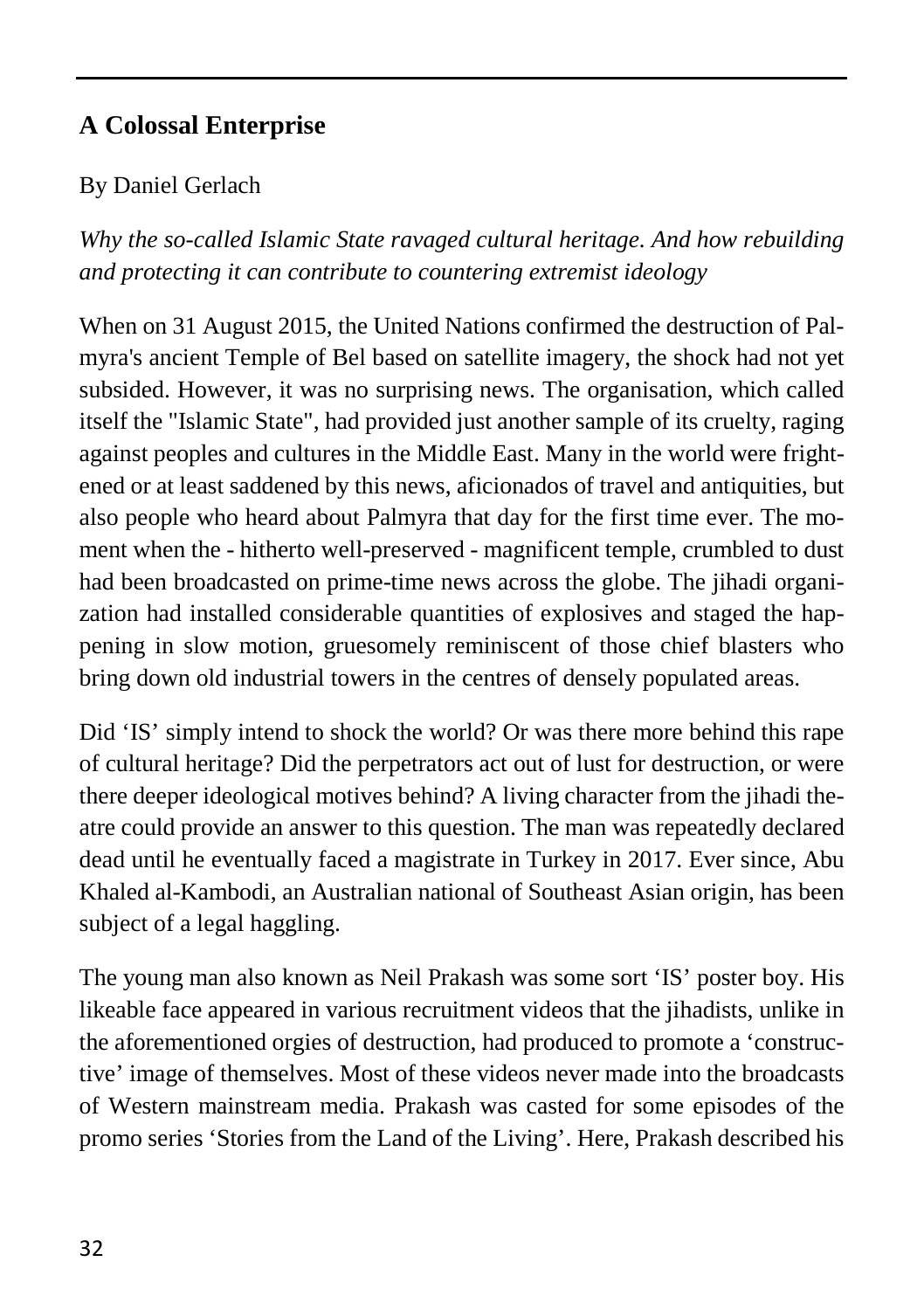## A Colossal Enterprise

By Daniel Gerlach

*Why the so-called Islamic State ravaged cultural heritage. And how rebuilding and protecting it can contribute to countering extremist ideology*

When on 31 August 2015, the United Nations confirmed the destruction of Palmyra's ancient Temple of Bel based on satellite imagery, the shock had not yet subsided. However, it was no surprising news. The organisation, which called itself the "Islamic State", had provided just another sample of its cruelty, raging against peoples and cultures in the Middle East. Many in the world were frightened or at least saddened by this news, aficionados of travel and antiquities, but also people who heard about Palmyra that day for the first time ever. The moment when the - hitherto well-preserved - magnificent temple, crumbled to dust had been broadcasted on prime-time news across the globe. The jihadi organization had installed considerable quantities of explosives and staged the happening in slow motion, gruesomely reminiscent of those chief blasters who bring down old industrial towers in the centres of densely populated areas.

Did 'IS' simply intend to shock the world? Or was there more behind this rape of cultural heritage? Did the perpetrators act out of lust for destruction, or were there deeper ideological motives behind? A living character from the jihadi theatre could provide an answer to this question. The man was repeatedly declared dead until he eventually faced a magistrate in Turkey in 2017. Ever since, Abu Khaled al-Kambodi, an Australian national of Southeast Asian origin, has been subject of a legal haggling.

The young man also known as Neil Prakash was some sort 'IS' poster boy. His likeable face appeared in various recruitment videos that the jihadists, unlike in the aforementioned orgies of destruction, had produced to promote a 'constructive' image of themselves. Most of these videos never made into the broadcasts of Western mainstream media. Prakash was casted for some episodes of the promo series 'Stories from the Land of the Living'. Here, Prakash described his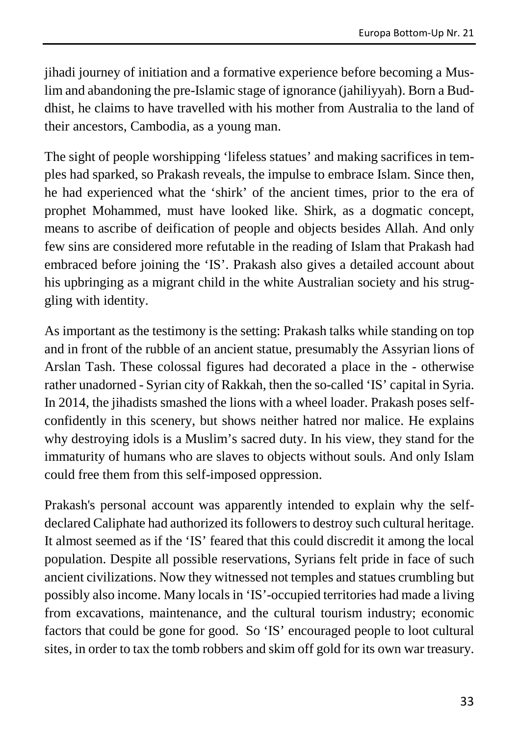jihadi journey of initiation and a formative experience before becoming a Muslim and abandoning the pre-Islamic stage of ignorance (jahiliyyah). Born a Buddhist, he claims to have travelled with his mother from Australia to the land of their ancestors, Cambodia, as a young man.

The sight of people worshipping 'lifeless statues' and making sacrifices in temples had sparked, so Prakash reveals, the impulse to embrace Islam. Since then, he had experienced what the 'shirk' of the ancient times, prior to the era of prophet Mohammed, must have looked like. Shirk, as a dogmatic concept, means to ascribe of deification of people and objects besides Allah. And only few sins are considered more refutable in the reading of Islam that Prakash had embraced before joining the 'IS'. Prakash also gives a detailed account about his upbringing as a migrant child in the white Australian society and his struggling with identity.

As important as the testimony is the setting: Prakash talks while standing on top and in front of the rubble of an ancient statue, presumably the Assyrian lions of Arslan Tash. These colossal figures had decorated a place in the - otherwise rather unadorned - Syrian city of Rakkah, then the so-called 'IS' capital in Syria. In 2014, the jihadists smashed the lions with a wheel loader. Prakash poses self-confidently in this scenery, but shows neither hatred nor malice. He explains why destroying idols is a Muslim's sacred duty. In his view, they stand for the immaturity of humans who are slaves to objects without souls. And only Islam could free them from this self-imposed oppression.

Prakash's personal account was apparently intended to explain why the self-declared Caliphate had authorized its followers to destroy such cultural heritage. It almost seemed as if the 'IS' feared that this could discredit it among the local population. Despite all possible reservations, Syrians felt pride in face of such ancient civilizations. Now they witnessed not temples and statues crumbling but possibly also income. Many locals in 'IS'-occupied territories had made a living from excavations, maintenance, and the cultural tourism industry; economic factors that could be gone for good. So 'IS' encouraged people to loot cultural sites, in order to tax the tomb robbers and skim off gold for its own war treasury.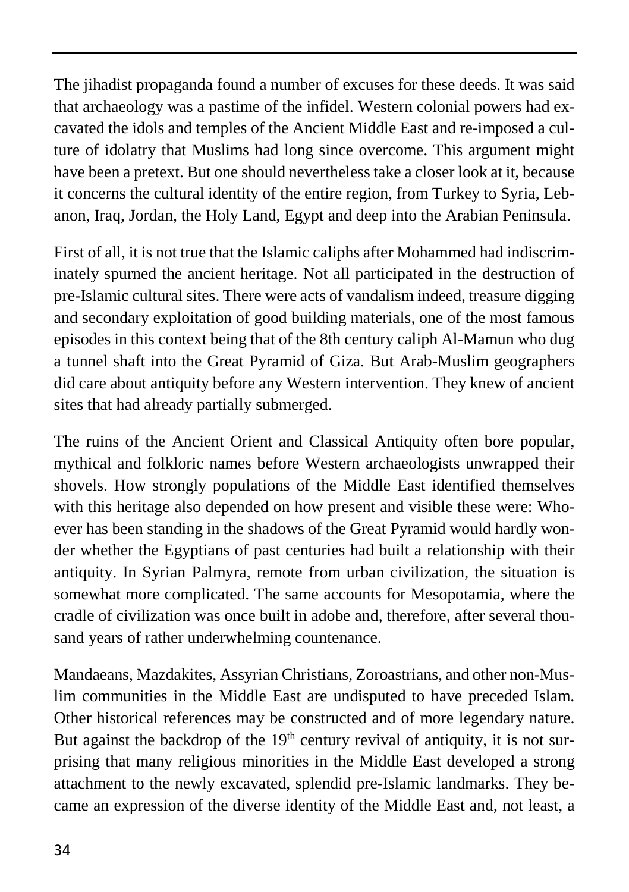The jihadist propaganda found a number of excuses for these deeds. It was said that archaeology was a pastime of the infidel. Western colonial powers had excavated the idols and temples of the Ancient Middle East and re-imposed a culture of idolatry that Muslims had long since overcome. This argument might have been a pretext. But one should nevertheless take a closer look at it, because it concerns the cultural identity of the entire region, from Turkey to Syria, Lebanon, Iraq, Jordan, the Holy Land, Egypt and deep into the Arabian Peninsula.

First of all, it is not true that the Islamic caliphs after Mohammed had indiscriminately spurned the ancient heritage. Not all participated in the destruction of pre-Islamic cultural sites. There were acts of vandalism indeed, treasure digging and secondary exploitation of good building materials, one of the most famous episodes in this context being that of the 8th century caliph Al-Mamun who dug a tunnel shaft into the Great Pyramid of Giza. But Arab-Muslim geographers did care about antiquity before any Western intervention. They knew of ancient sites that had already partially submerged.

The ruins of the Ancient Orient and Classical Antiquity often bore popular, mythical and folkloric names before Western archaeologists unwrapped their shovels. How strongly populations of the Middle East identified themselves with this heritage also depended on how present and visible these were: Whoever has been standing in the shadows of the Great Pyramid would hardly wonder whether the Egyptians of past centuries had built a relationship with their antiquity. In Syrian Palmyra, remote from urban civilization, the situation is somewhat more complicated. The same accounts for Mesopotamia, where the cradle of civilization was once built in adobe and, therefore, after several thousand years of rather underwhelming countenance.

Mandaeans, Mazdakites, Assyrian Christians, Zoroastrians, and other non-Muslim communities in the Middle East are undisputed to have preceded Islam. Other historical references may be constructed and of more legendary nature. But against the backdrop of the 19th century revival of antiquity, it is not surprising that many religious minorities in the Middle East developed a strong attachment to the newly excavated, splendid pre-Islamic landmarks. They became an expression of the diverse identity of the Middle East and, not least, a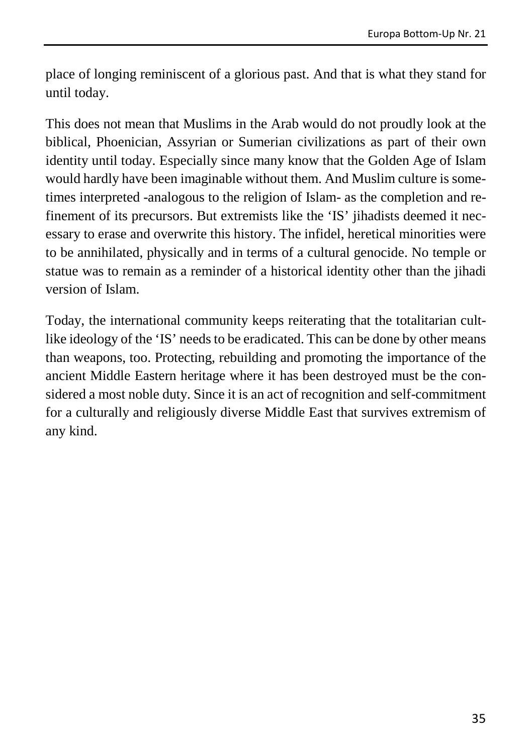place of longing reminiscent of a glorious past. And that is what they stand for until today.

This does not mean that Muslims in the Arab would do not proudly look at the biblical, Phoenician, Assyrian or Sumerian civilizations as part of their own identity until today. Especially since many know that the Golden Age of Islam would hardly have been imaginable without them. And Muslim culture is sometimes interpreted -analogous to the religion of Islam- as the completion and refinement of its precursors. But extremists like the 'IS' jihadists deemed it necessary to erase and overwrite this history. The infidel, heretical minorities were to be annihilated, physically and in terms of a cultural genocide. No temple or statue was to remain as a reminder of a historical identity other than the jihadi version of Islam.

Today, the international community keeps reiterating that the totalitarian cult-like ideology of the 'IS' needs to be eradicated. This can be done by other means than weapons, too. Protecting, rebuilding and promoting the importance of the ancient Middle Eastern heritage where it has been destroyed must be the considered a most noble duty. Since it is an act of recognition and self-commitment for a culturally and religiously diverse Middle East that survives extremism of any kind.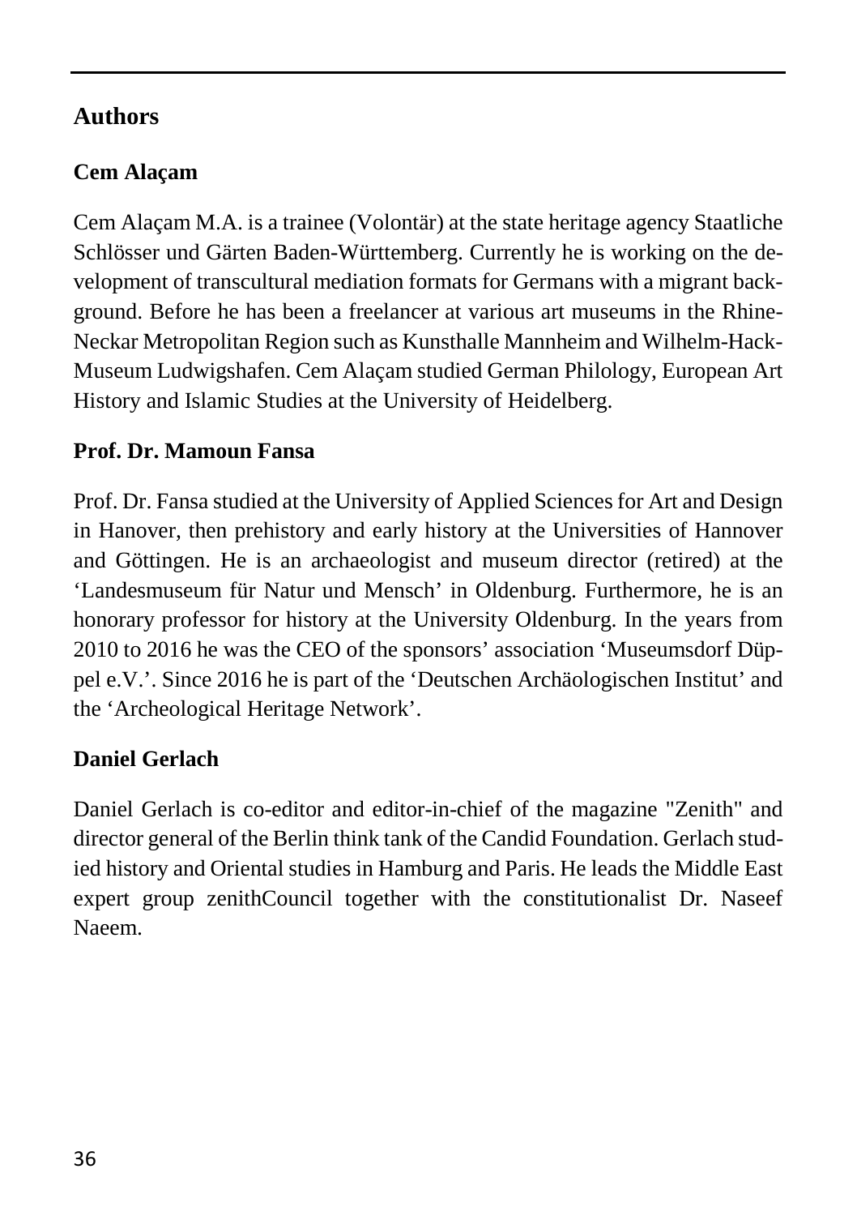## Authors

### Cem Alaçam

Cem Alaçam M.A. is a trainee (Volontär) at the state heritage agency Staatliche Schlösser und Gärten Baden-Württemberg. Currently he is working on the development of transcultural mediation formats for Germans with a migrant background. Before he has been a freelancer at various art museums in the Rhine-Neckar Metropolitan Region such as Kunsthalle Mannheim and Wilhelm-Hack-Museum Ludwigshafen. Cem Alaçam studied German Philology, European Art History and Islamic Studies at the University of Heidelberg.

### Prof. Dr. Mamoun Fansa

Prof. Dr. Fansa studied at the University of Applied Sciences for Art and Design in Hanover, then prehistory and early history at the Universities of Hannover and Göttingen. He is an archaeologist and museum director (retired) at the 'Landesmuseum für Natur und Mensch' in Oldenburg. Furthermore, he is an honorary professor for history at the University Oldenburg. In the years from 2010 to 2016 he was the CEO of the sponsors' association 'Museumsdorf Düppel e.V.'. Since 2016 he is part of the 'Deutschen Archäologischen Institut' and the 'Archeological Heritage Network'.

### Daniel Gerlach

Daniel Gerlach is co-editor and editor-in-chief of the magazine "Zenith" and director general of the Berlin think tank of the Candid Foundation. Gerlach studied history and Oriental studies in Hamburg and Paris. He leads the Middle East expert group zenithCouncil together with the constitutionalist Dr. Naseef Naeem.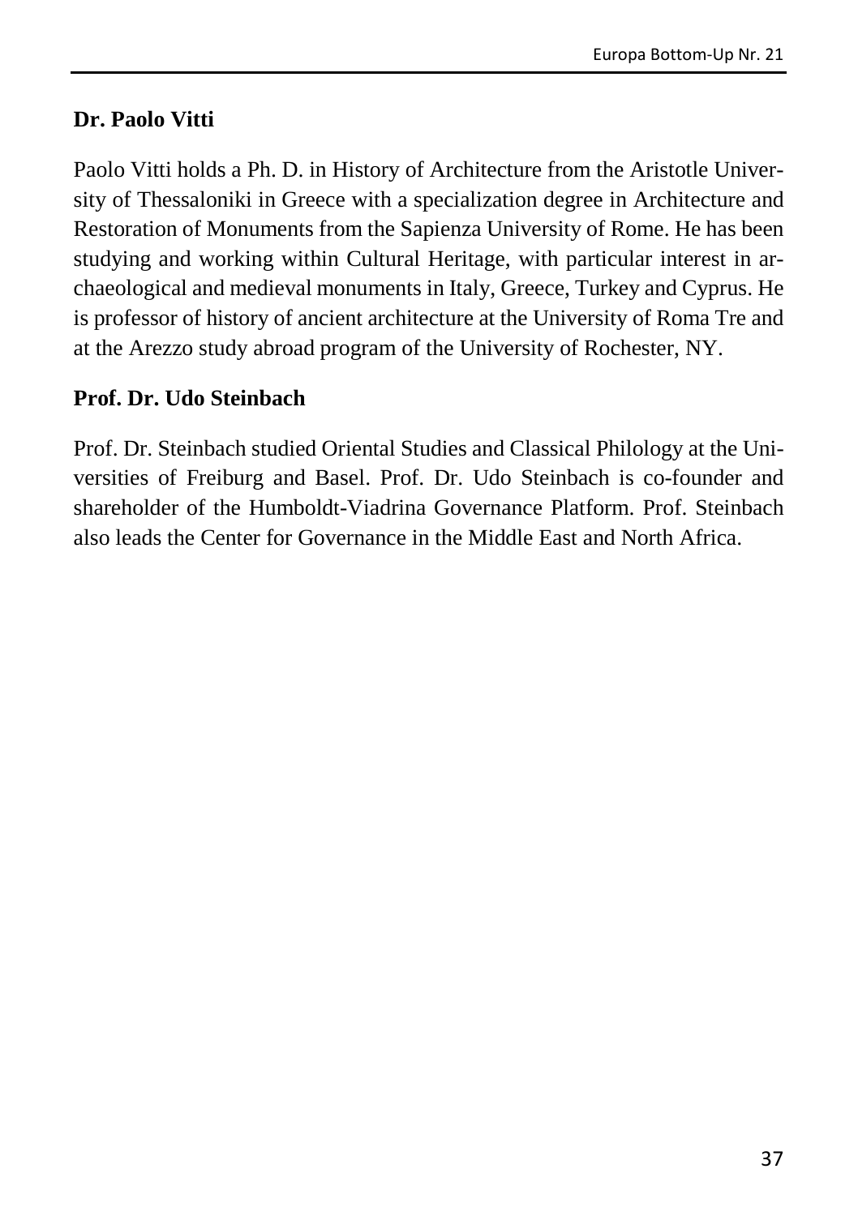### Dr. Paolo Vitti

Paolo Vitti holds a Ph. D. in History of Architecture from the Aristotle University of Thessaloniki in Greece with a specialization degree in Architecture and Restoration of Monuments from the Sapienza University of Rome. He has been studying and working within Cultural Heritage, with particular interest in archaeological and medieval monuments in Italy, Greece, Turkey and Cyprus. He is professor of history of ancient architecture at the University of Roma Tre and at the Arezzo study abroad program of the University of Rochester, NY.

### Prof. Dr. Udo Steinbach

Prof. Dr. Steinbach studied Oriental Studies and Classical Philology at the Universities of Freiburg and Basel. Prof. Dr. Udo Steinbach is co-founder and shareholder of the Humboldt-Viadrina Governance Platform. Prof. Steinbach also leads the Center for Governance in the Middle East and North Africa.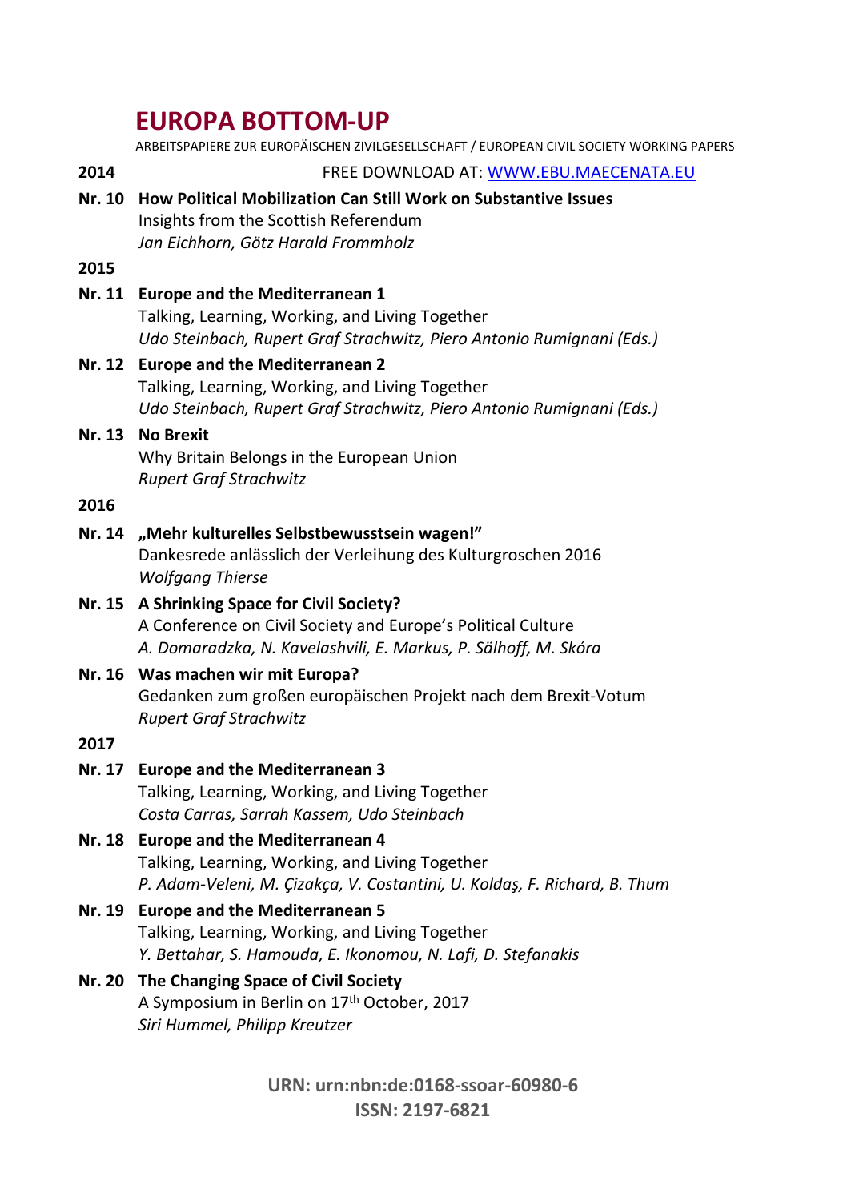# EUROPA BOTTOM-UP

ARBEITSPAPIERE ZUR EUROPÄISCHEN ZIVILGESELLSCHAFT / EUROPEAN CIVIL SOCIETY WORKING PAPERS

FREE DOWNLOAD AT: WWW.EBU.MAECENATA.EU

**2014**

**Nr. 10 How Political Mobilization Can Still Work on Substantive Issues**
Insights from the Scottish Referendum
*Jan Eichhorn, Götz Harald Frommholz*

**2015**

**Nr. 11 Europe and the Mediterranean 1**
Talking, Learning, Working, and Living Together
*Udo Steinbach, Rupert Graf Strachwitz, Piero Antonio Rumignani (Eds.)*

**Nr. 12 Europe and the Mediterranean 2**
Talking, Learning, Working, and Living Together
*Udo Steinbach, Rupert Graf Strachwitz, Piero Antonio Rumignani (Eds.)*

**Nr. 13 No Brexit**
Why Britain Belongs in the European Union
*Rupert Graf Strachwitz*

**2016**

**Nr. 14 „Mehr kulturelles Selbstbewusstsein wagen!"**
Dankesrede anlässlich der Verleihung des Kulturgroschen 2016
*Wolfgang Thierse*

**Nr. 15 A Shrinking Space for Civil Society?**
A Conference on Civil Society and Europe's Political Culture
*A. Domaradzka, N. Kavelashvili, E. Markus, P. Sälhoff, M. Skóra*

**Nr. 16 Was machen wir mit Europa?**
Gedanken zum großen europäischen Projekt nach dem Brexit-Votum
*Rupert Graf Strachwitz*

**2017**

**Nr. 17 Europe and the Mediterranean 3**
Talking, Learning, Working, and Living Together
*Costa Carras, Sarrah Kassem, Udo Steinbach*

**Nr. 18 Europe and the Mediterranean 4**
Talking, Learning, Working, and Living Together
*P. Adam-Veleni, M. Çizakça, V. Costantini, U. Koldaş, F. Richard, B. Thum*

**Nr. 19 Europe and the Mediterranean 5**
Talking, Learning, Working, and Living Together
*Y. Bettahar, S. Hamouda, E. Ikonomou, N. Lafi, D. Stefanakis*

**Nr. 20 The Changing Space of Civil Society**
A Symposium in Berlin on 17th October, 2017
*Siri Hummel, Philipp Kreutzer*

**URN: urn:nbn:de:0168-ssoar-60980-6**
**ISSN: 2197-6821**